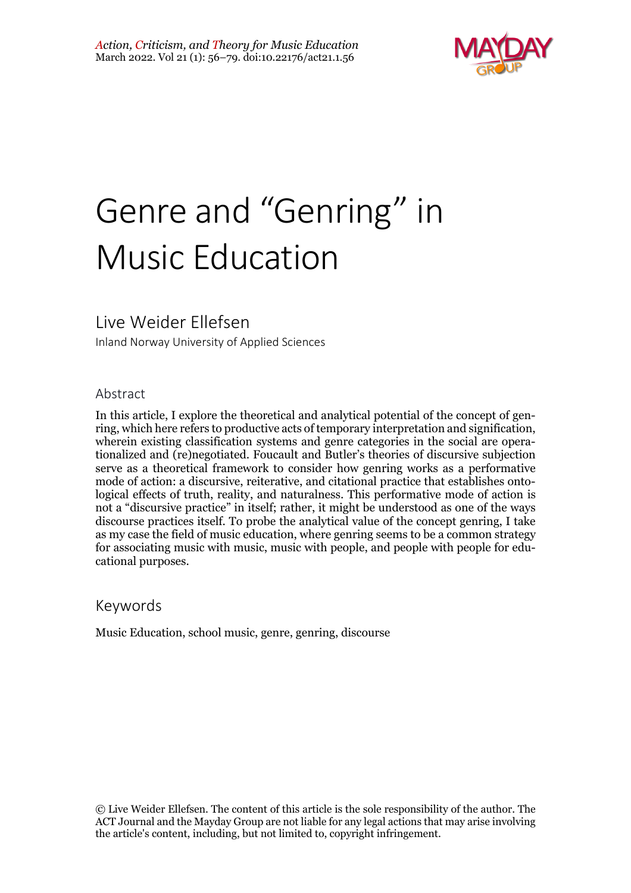# Genre and "Genring" in Music Education

## Live Weider Ellefsen

Inland Norway University of Applied Sciences

### Abstract

In this article, I explore the theoretical and analytical potential of the concept of genring, which here refers to productive acts of temporary interpretation and signification, wherein existing classification systems and genre categories in the social are operationalized and (re)negotiated. Foucault and Butler's theories of discursive subjection serve as a theoretical framework to consider how genring works as a performative mode of action: a discursive, reiterative, and citational practice that establishes ontological effects of truth, reality, and naturalness. This performative mode of action is not a "discursive practice" in itself; rather, it might be understood as one of the ways discourse practices itself. To probe the analytical value of the concept genring, I take as my case the field of music education, where genring seems to be a common strategy for associating music with music, music with people, and people with people for educational purposes.

### Keywords

Music Education, school music, genre, genring, discourse

© Live Weider Ellefsen. The content of this article is the sole responsibility of the author. The ACT Journal and the Mayday Group are not liable for any legal actions that may arise involving the article's content, including, but not limited to, copyright infringement.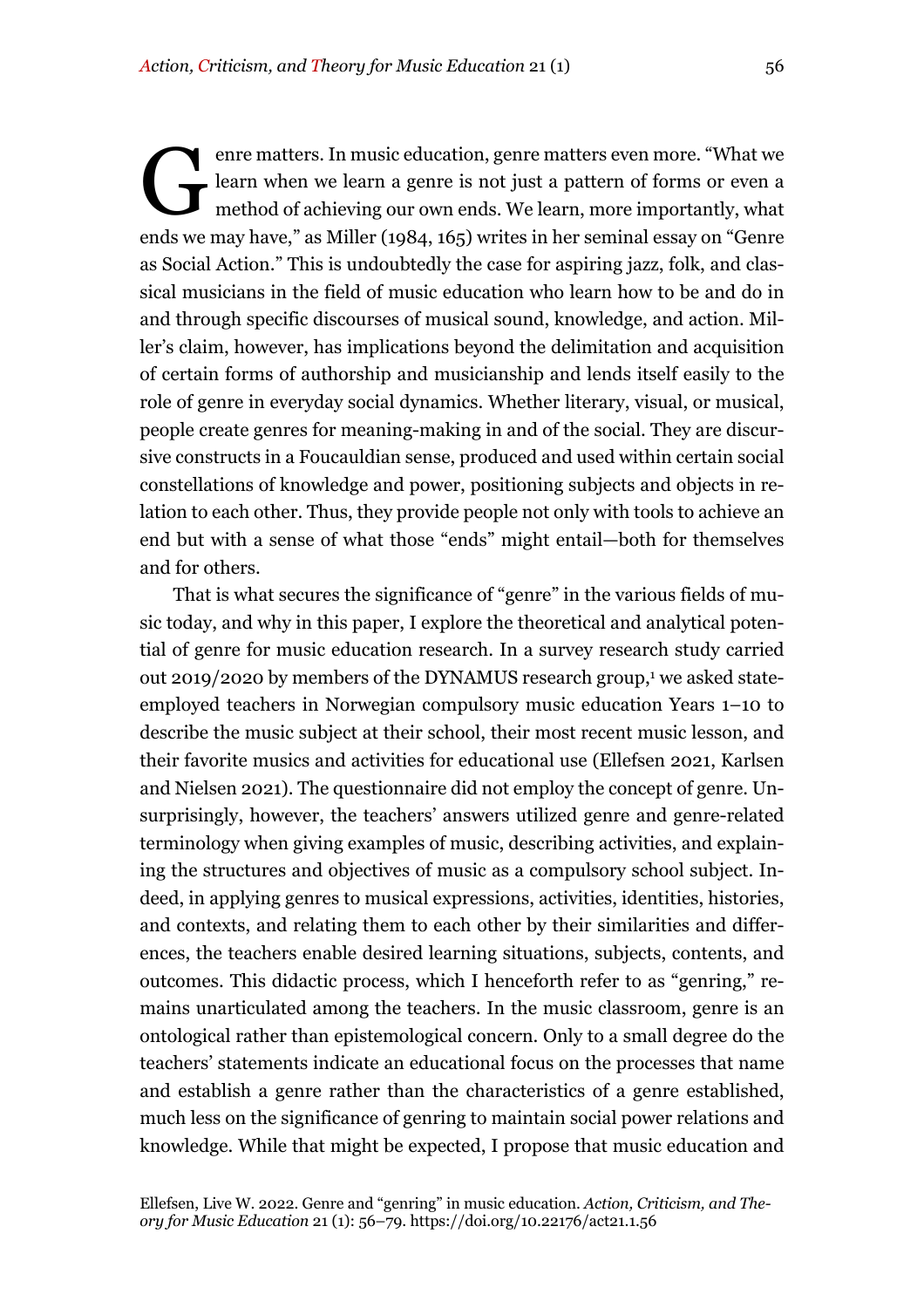Genre matters. In music education, genre matters even more. "What we learn when we learn a genre is not just a pattern of forms or even a method of achieving our own ends. We learn, more importantly, what ends we may have," as Miller (1984, 165) writes in her seminal essay on "Genre as Social Action." This is undoubtedly the case for aspiring jazz, folk, and classical musicians in the field of music education who learn how to be and do in and through specific discourses of musical sound, knowledge, and action. Miller's claim, however, has implications beyond the delimitation and acquisition of certain forms of authorship and musicianship and lends itself easily to the role of genre in everyday social dynamics. Whether literary, visual, or musical, people create genres for meaning-making in and of the social. They are discursive constructs in a Foucauldian sense, produced and used within certain social constellations of knowledge and power, positioning subjects and objects in relation to each other. Thus, they provide people not only with tools to achieve an end but with a sense of what those "ends" might entail—both for themselves and for others.

That is what secures the significance of "genre" in the various fields of music today, and why in this paper, I explore the theoretical and analytical potential of genre for music education research. In a survey research study carried out 2019/2020 by members of the DYNAMUS research group,[1] we asked state-employed teachers in Norwegian compulsory music education Years 1–10 to describe the music subject at their school, their most recent music lesson, and their favorite musics and activities for educational use (Ellefsen 2021, Karlsen and Nielsen 2021). The questionnaire did not employ the concept of genre. Unsurprisingly, however, the teachers' answers utilized genre and genre-related terminology when giving examples of music, describing activities, and explaining the structures and objectives of music as a compulsory school subject. Indeed, in applying genres to musical expressions, activities, identities, histories, and contexts, and relating them to each other by their similarities and differences, the teachers enable desired learning situations, subjects, contents, and outcomes. This didactic process, which I henceforth refer to as "genring," remains unarticulated among the teachers. In the music classroom, genre is an ontological rather than epistemological concern. Only to a small degree do the teachers' statements indicate an educational focus on the processes that name and establish a genre rather than the characteristics of a genre established, much less on the significance of genring to maintain social power relations and knowledge. While that might be expected, I propose that music education and

Ellefsen, Live W. 2022. Genre and "genring" in music education. *Action, Criticism, and Theory for Music Education* 21 (1): 56–79. https://doi.org/10.22176/act21.1.56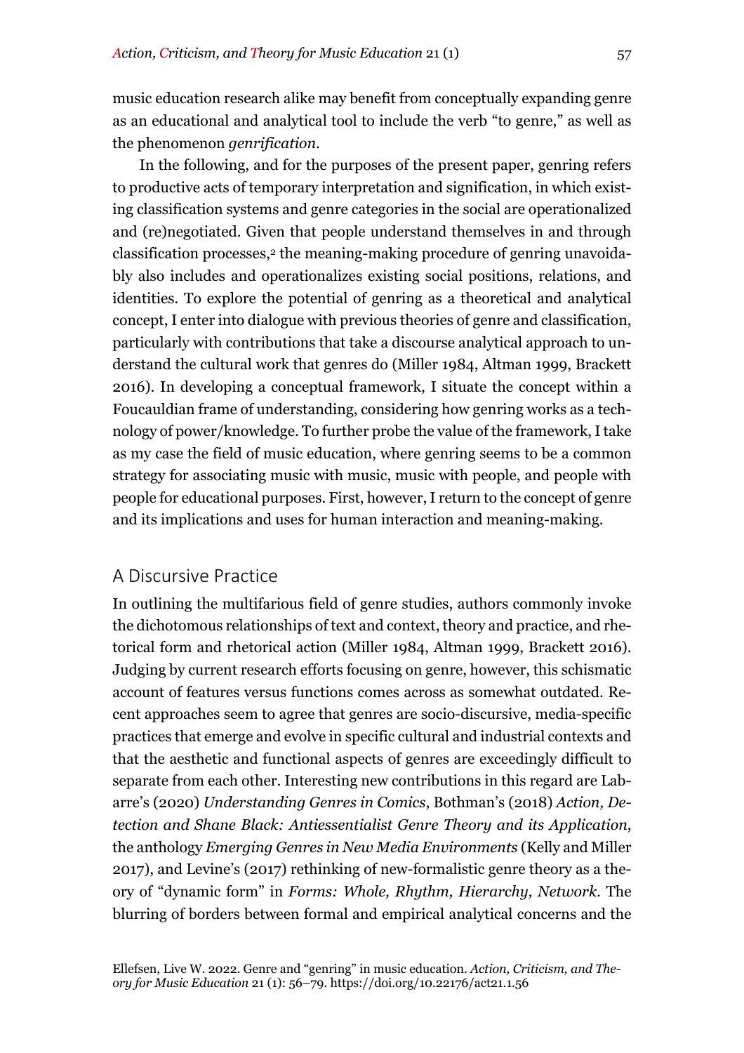music education research alike may benefit from conceptually expanding genre as an educational and analytical tool to include the verb "to genre," as well as the phenomenon *genrification*.

In the following, and for the purposes of the present paper, genring refers to productive acts of temporary interpretation and signification, in which existing classification systems and genre categories in the social are operationalized and (re)negotiated. Given that people understand themselves in and through classification processes,[2] the meaning-making procedure of genring unavoidably also includes and operationalizes existing social positions, relations, and identities. To explore the potential of genring as a theoretical and analytical concept, I enter into dialogue with previous theories of genre and classification, particularly with contributions that take a discourse analytical approach to understand the cultural work that genres do (Miller 1984, Altman 1999, Brackett 2016). In developing a conceptual framework, I situate the concept within a Foucauldian frame of understanding, considering how genring works as a technology of power/knowledge. To further probe the value of the framework, I take as my case the field of music education, where genring seems to be a common strategy for associating music with music, music with people, and people with people for educational purposes. First, however, I return to the concept of genre and its implications and uses for human interaction and meaning-making.

## A Discursive Practice

In outlining the multifarious field of genre studies, authors commonly invoke the dichotomous relationships of text and context, theory and practice, and rhetorical form and rhetorical action (Miller 1984, Altman 1999, Brackett 2016). Judging by current research efforts focusing on genre, however, this schismatic account of features versus functions comes across as somewhat outdated. Recent approaches seem to agree that genres are socio-discursive, media-specific practices that emerge and evolve in specific cultural and industrial contexts and that the aesthetic and functional aspects of genres are exceedingly difficult to separate from each other. Interesting new contributions in this regard are Labarre's (2020) *Understanding Genres in Comics*, Bothman's (2018) *Action, Detection and Shane Black: Antiessentialist Genre Theory and its Application*, the anthology *Emerging Genres in New Media Environments* (Kelly and Miller 2017), and Levine's (2017) rethinking of new-formalistic genre theory as a theory of "dynamic form" in *Forms: Whole, Rhythm, Hierarchy, Network*. The blurring of borders between formal and empirical analytical concerns and the

Ellefsen, Live W. 2022. Genre and "genring" in music education. *Action, Criticism, and Theory for Music Education* 21 (1): 56–79. https://doi.org/10.22176/act21.1.56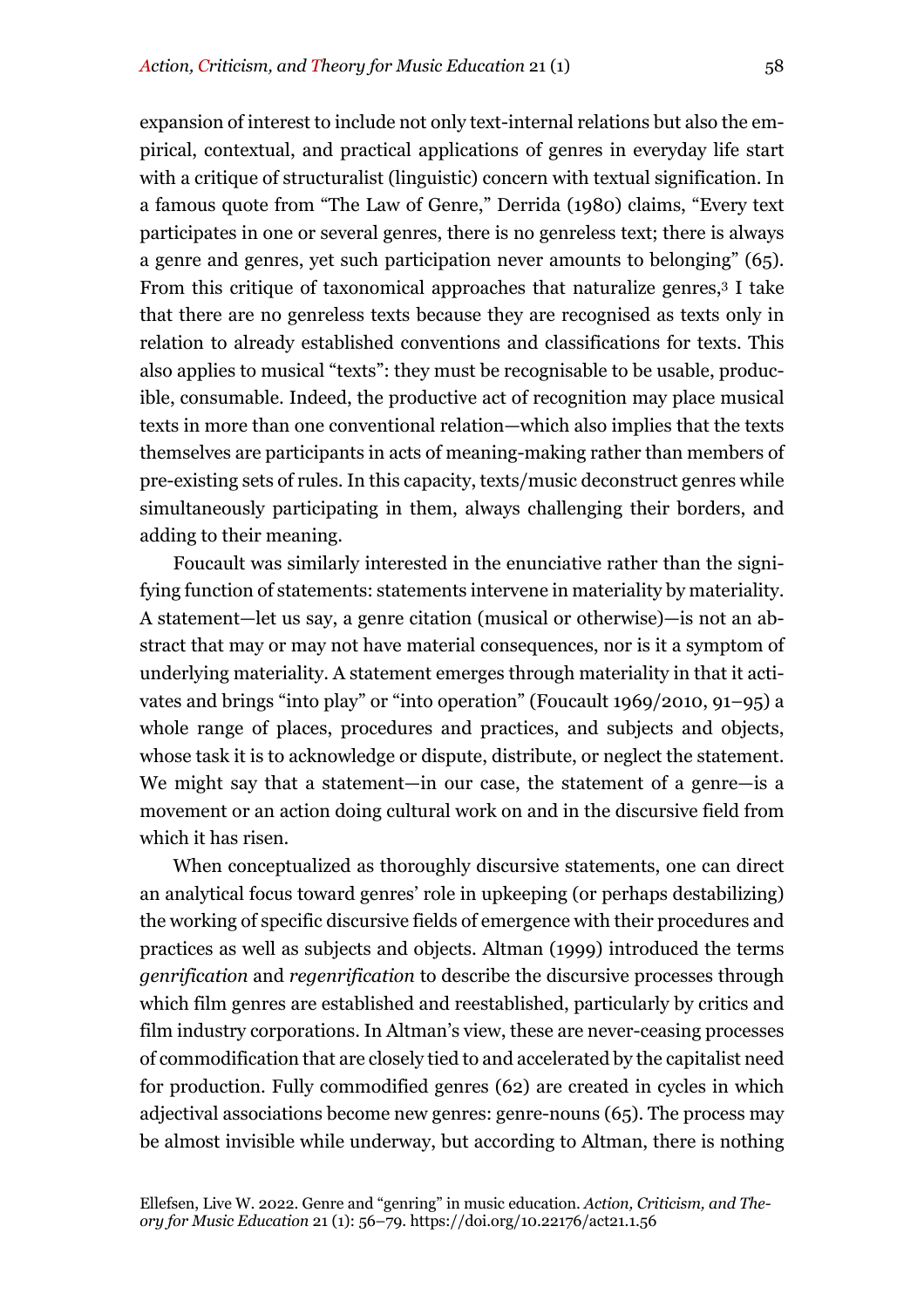expansion of interest to include not only text-internal relations but also the empirical, contextual, and practical applications of genres in everyday life start with a critique of structuralist (linguistic) concern with textual signification. In a famous quote from "The Law of Genre," Derrida (1980) claims, "Every text participates in one or several genres, there is no genreless text; there is always a genre and genres, yet such participation never amounts to belonging" (65). From this critique of taxonomical approaches that naturalize genres,[3] I take that there are no genreless texts because they are recognised as texts only in relation to already established conventions and classifications for texts. This also applies to musical "texts": they must be recognisable to be usable, producible, consumable. Indeed, the productive act of recognition may place musical texts in more than one conventional relation—which also implies that the texts themselves are participants in acts of meaning-making rather than members of pre-existing sets of rules. In this capacity, texts/music deconstruct genres while simultaneously participating in them, always challenging their borders, and adding to their meaning.

Foucault was similarly interested in the enunciative rather than the signifying function of statements: statements intervene in materiality by materiality. A statement—let us say, a genre citation (musical or otherwise)—is not an abstract that may or may not have material consequences, nor is it a symptom of underlying materiality. A statement emerges through materiality in that it activates and brings "into play" or "into operation" (Foucault 1969/2010, 91–95) a whole range of places, procedures and practices, and subjects and objects, whose task it is to acknowledge or dispute, distribute, or neglect the statement. We might say that a statement—in our case, the statement of a genre—is a movement or an action doing cultural work on and in the discursive field from which it has risen.

When conceptualized as thoroughly discursive statements, one can direct an analytical focus toward genres' role in upkeeping (or perhaps destabilizing) the working of specific discursive fields of emergence with their procedures and practices as well as subjects and objects. Altman (1999) introduced the terms *genrification* and *regenrification* to describe the discursive processes through which film genres are established and reestablished, particularly by critics and film industry corporations. In Altman's view, these are never-ceasing processes of commodification that are closely tied to and accelerated by the capitalist need for production. Fully commodified genres (62) are created in cycles in which adjectival associations become new genres: genre-nouns (65). The process may be almost invisible while underway, but according to Altman, there is nothing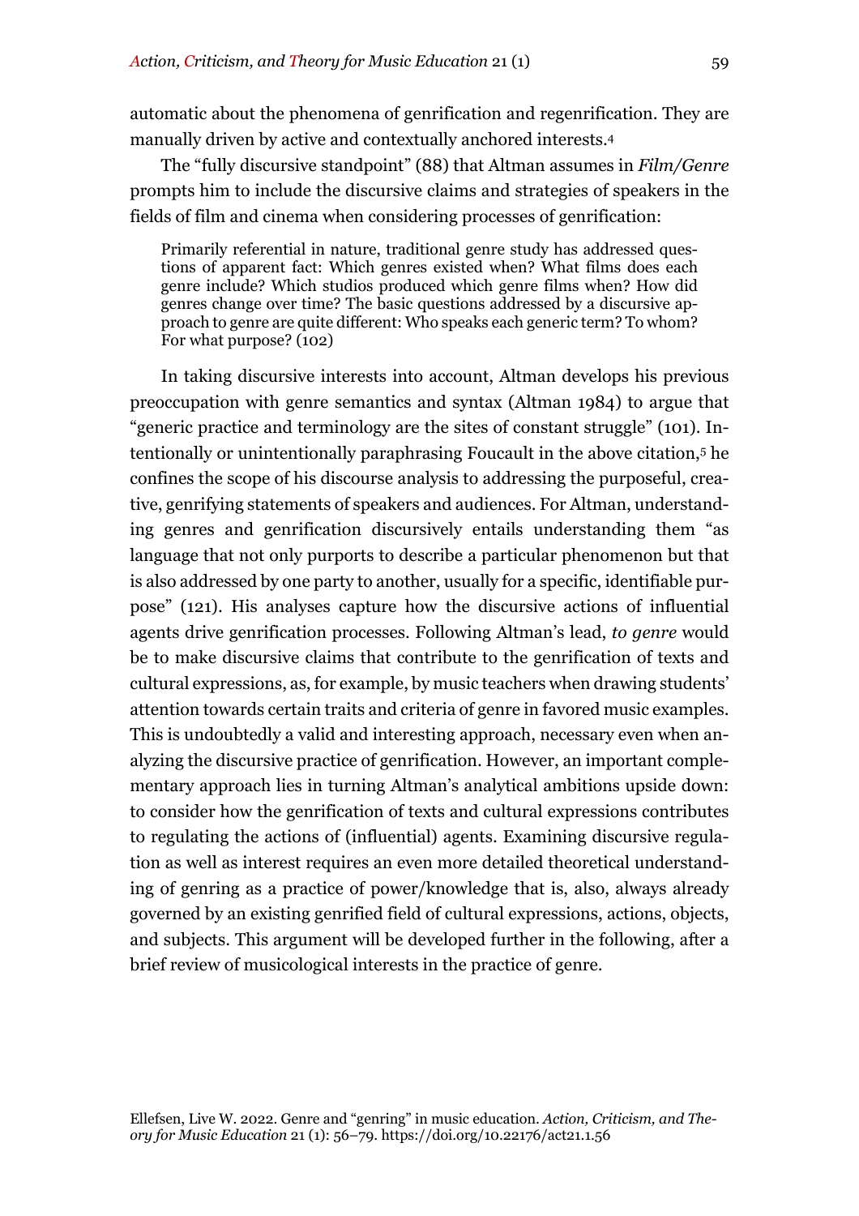automatic about the phenomena of genrification and regenrification. They are manually driven by active and contextually anchored interests.[4]

The "fully discursive standpoint" (88) that Altman assumes in *Film/Genre* prompts him to include the discursive claims and strategies of speakers in the fields of film and cinema when considering processes of genrification:

> Primarily referential in nature, traditional genre study has addressed questions of apparent fact: Which genres existed when? What films does each genre include? Which studios produced which genre films when? How did genres change over time? The basic questions addressed by a discursive approach to genre are quite different: Who speaks each generic term? To whom? For what purpose? (102)

In taking discursive interests into account, Altman develops his previous preoccupation with genre semantics and syntax (Altman 1984) to argue that "generic practice and terminology are the sites of constant struggle" (101). Intentionally or unintentionally paraphrasing Foucault in the above citation,[5] he confines the scope of his discourse analysis to addressing the purposeful, creative, genrifying statements of speakers and audiences. For Altman, understanding genres and genrification discursively entails understanding them "as language that not only purports to describe a particular phenomenon but that is also addressed by one party to another, usually for a specific, identifiable purpose" (121). His analyses capture how the discursive actions of influential agents drive genrification processes. Following Altman's lead, *to genre* would be to make discursive claims that contribute to the genrification of texts and cultural expressions, as, for example, by music teachers when drawing students' attention towards certain traits and criteria of genre in favored music examples. This is undoubtedly a valid and interesting approach, necessary even when analyzing the discursive practice of genrification. However, an important complementary approach lies in turning Altman's analytical ambitions upside down: to consider how the genrification of texts and cultural expressions contributes to regulating the actions of (influential) agents. Examining discursive regulation as well as interest requires an even more detailed theoretical understanding of genring as a practice of power/knowledge that is, also, always already governed by an existing genrified field of cultural expressions, actions, objects, and subjects. This argument will be developed further in the following, after a brief review of musicological interests in the practice of genre.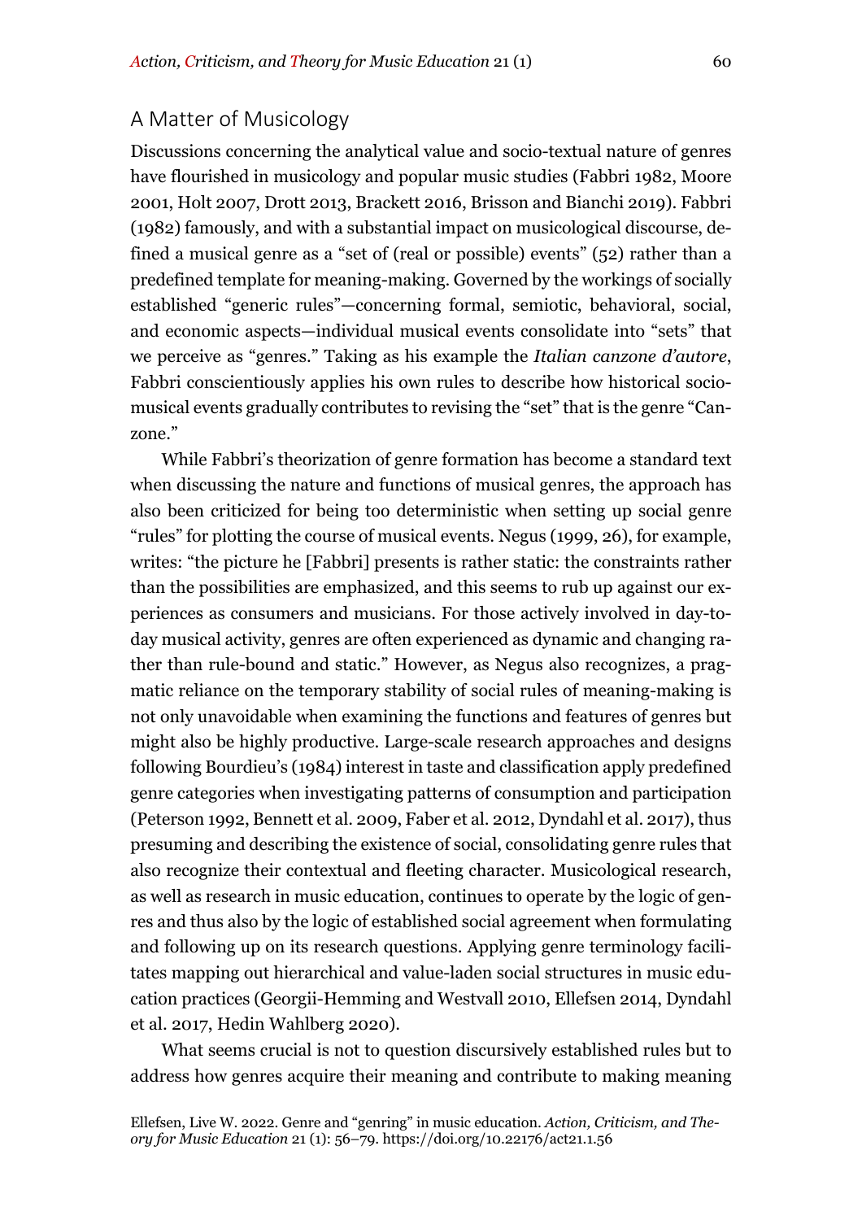## A Matter of Musicology

Discussions concerning the analytical value and socio-textual nature of genres have flourished in musicology and popular music studies (Fabbri 1982, Moore 2001, Holt 2007, Drott 2013, Brackett 2016, Brisson and Bianchi 2019). Fabbri (1982) famously, and with a substantial impact on musicological discourse, defined a musical genre as a "set of (real or possible) events" (52) rather than a predefined template for meaning-making. Governed by the workings of socially established "generic rules"—concerning formal, semiotic, behavioral, social, and economic aspects—individual musical events consolidate into "sets" that we perceive as "genres." Taking as his example the *Italian canzone d'autore*, Fabbri conscientiously applies his own rules to describe how historical socio-musical events gradually contributes to revising the "set" that is the genre "Canzone."

While Fabbri's theorization of genre formation has become a standard text when discussing the nature and functions of musical genres, the approach has also been criticized for being too deterministic when setting up social genre "rules" for plotting the course of musical events. Negus (1999, 26), for example, writes: "the picture he [Fabbri] presents is rather static: the constraints rather than the possibilities are emphasized, and this seems to rub up against our experiences as consumers and musicians. For those actively involved in day-to-day musical activity, genres are often experienced as dynamic and changing rather than rule-bound and static." However, as Negus also recognizes, a pragmatic reliance on the temporary stability of social rules of meaning-making is not only unavoidable when examining the functions and features of genres but might also be highly productive. Large-scale research approaches and designs following Bourdieu's (1984) interest in taste and classification apply predefined genre categories when investigating patterns of consumption and participation (Peterson 1992, Bennett et al. 2009, Faber et al. 2012, Dyndahl et al. 2017), thus presuming and describing the existence of social, consolidating genre rules that also recognize their contextual and fleeting character. Musicological research, as well as research in music education, continues to operate by the logic of genres and thus also by the logic of established social agreement when formulating and following up on its research questions. Applying genre terminology facilitates mapping out hierarchical and value-laden social structures in music education practices (Georgii-Hemming and Westvall 2010, Ellefsen 2014, Dyndahl et al. 2017, Hedin Wahlberg 2020).

What seems crucial is not to question discursively established rules but to address how genres acquire their meaning and contribute to making meaning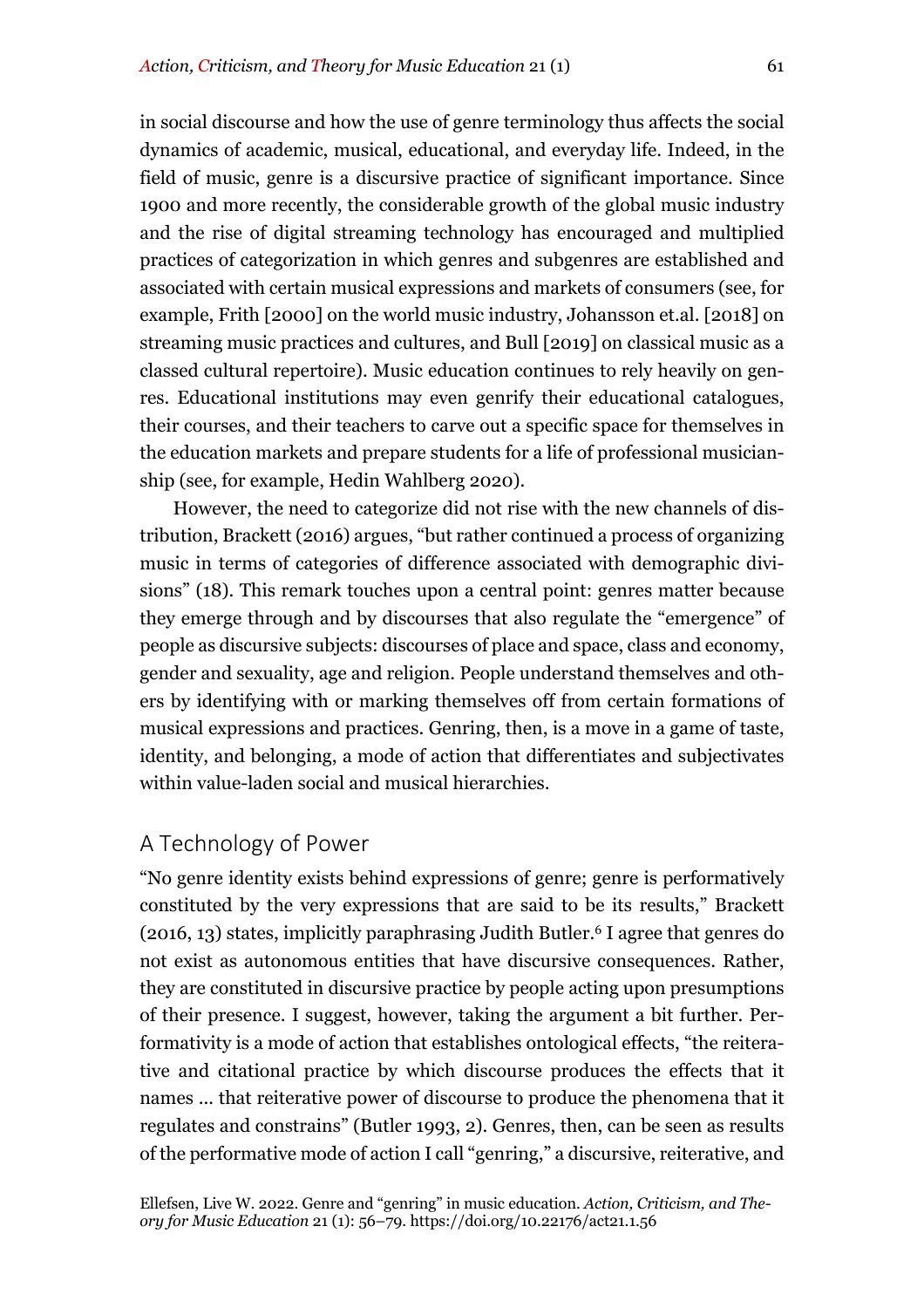in social discourse and how the use of genre terminology thus affects the social dynamics of academic, musical, educational, and everyday life. Indeed, in the field of music, genre is a discursive practice of significant importance. Since 1900 and more recently, the considerable growth of the global music industry and the rise of digital streaming technology has encouraged and multiplied practices of categorization in which genres and subgenres are established and associated with certain musical expressions and markets of consumers (see, for example, Frith [2000] on the world music industry, Johansson et.al. [2018] on streaming music practices and cultures, and Bull [2019] on classical music as a classed cultural repertoire). Music education continues to rely heavily on genres. Educational institutions may even genrify their educational catalogues, their courses, and their teachers to carve out a specific space for themselves in the education markets and prepare students for a life of professional musicianship (see, for example, Hedin Wahlberg 2020).

However, the need to categorize did not rise with the new channels of distribution, Brackett (2016) argues, "but rather continued a process of organizing music in terms of categories of difference associated with demographic divisions" (18). This remark touches upon a central point: genres matter because they emerge through and by discourses that also regulate the "emergence" of people as discursive subjects: discourses of place and space, class and economy, gender and sexuality, age and religion. People understand themselves and others by identifying with or marking themselves off from certain formations of musical expressions and practices. Genring, then, is a move in a game of taste, identity, and belonging, a mode of action that differentiates and subjectivates within value-laden social and musical hierarchies.

## A Technology of Power

"No genre identity exists behind expressions of genre; genre is performatively constituted by the very expressions that are said to be its results," Brackett (2016, 13) states, implicitly paraphrasing Judith Butler.[6] I agree that genres do not exist as autonomous entities that have discursive consequences. Rather, they are constituted in discursive practice by people acting upon presumptions of their presence. I suggest, however, taking the argument a bit further. Performativity is a mode of action that establishes ontological effects, "the reiterative and citational practice by which discourse produces the effects that it names … that reiterative power of discourse to produce the phenomena that it regulates and constrains" (Butler 1993, 2). Genres, then, can be seen as results of the performative mode of action I call "genring," a discursive, reiterative, and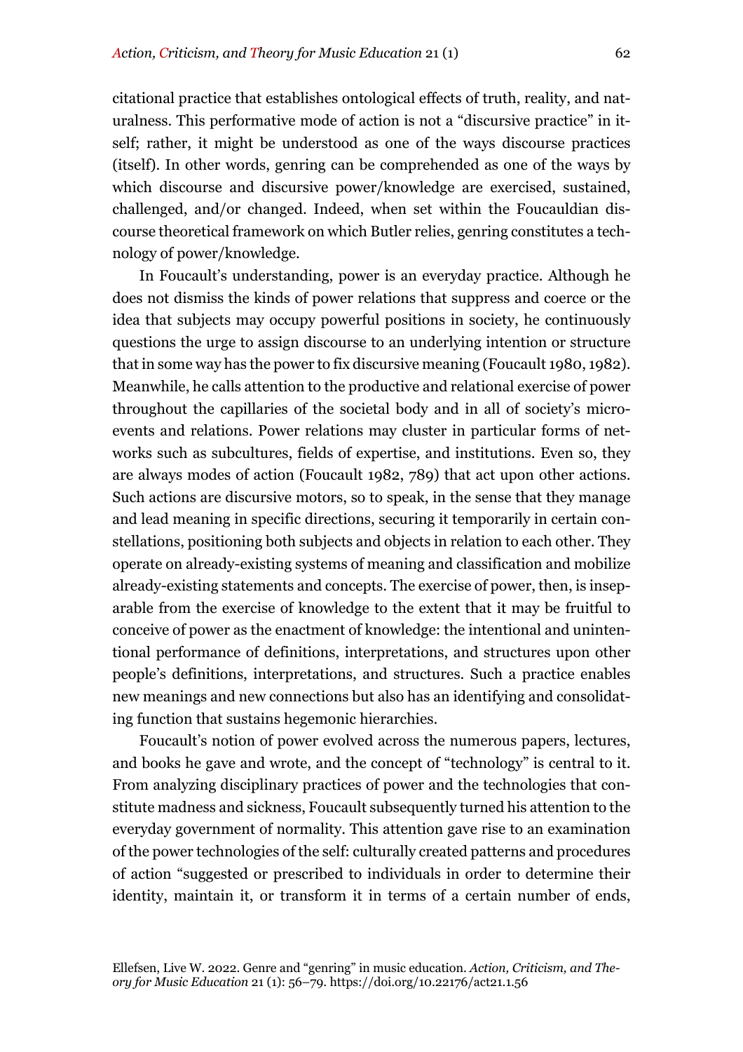citational practice that establishes ontological effects of truth, reality, and naturalness. This performative mode of action is not a "discursive practice" in itself; rather, it might be understood as one of the ways discourse practices (itself). In other words, genring can be comprehended as one of the ways by which discourse and discursive power/knowledge are exercised, sustained, challenged, and/or changed. Indeed, when set within the Foucauldian discourse theoretical framework on which Butler relies, genring constitutes a technology of power/knowledge.

In Foucault's understanding, power is an everyday practice. Although he does not dismiss the kinds of power relations that suppress and coerce or the idea that subjects may occupy powerful positions in society, he continuously questions the urge to assign discourse to an underlying intention or structure that in some way has the power to fix discursive meaning (Foucault 1980, 1982). Meanwhile, he calls attention to the productive and relational exercise of power throughout the capillaries of the societal body and in all of society's micro-events and relations. Power relations may cluster in particular forms of networks such as subcultures, fields of expertise, and institutions. Even so, they are always modes of action (Foucault 1982, 789) that act upon other actions. Such actions are discursive motors, so to speak, in the sense that they manage and lead meaning in specific directions, securing it temporarily in certain constellations, positioning both subjects and objects in relation to each other. They operate on already-existing systems of meaning and classification and mobilize already-existing statements and concepts. The exercise of power, then, is inseparable from the exercise of knowledge to the extent that it may be fruitful to conceive of power as the enactment of knowledge: the intentional and unintentional performance of definitions, interpretations, and structures upon other people's definitions, interpretations, and structures. Such a practice enables new meanings and new connections but also has an identifying and consolidating function that sustains hegemonic hierarchies.

Foucault's notion of power evolved across the numerous papers, lectures, and books he gave and wrote, and the concept of "technology" is central to it. From analyzing disciplinary practices of power and the technologies that constitute madness and sickness, Foucault subsequently turned his attention to the everyday government of normality. This attention gave rise to an examination of the power technologies of the self: culturally created patterns and procedures of action "suggested or prescribed to individuals in order to determine their identity, maintain it, or transform it in terms of a certain number of ends,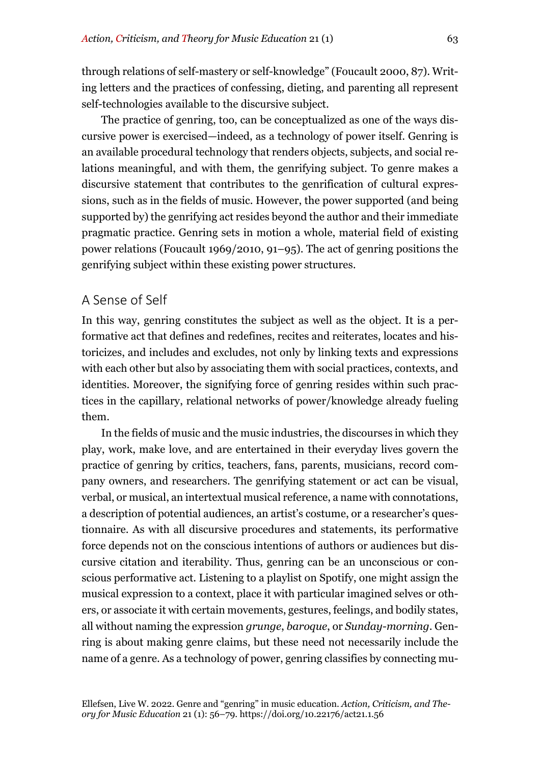through relations of self-mastery or self-knowledge" (Foucault 2000, 87). Writing letters and the practices of confessing, dieting, and parenting all represent self-technologies available to the discursive subject.

The practice of genring, too, can be conceptualized as one of the ways discursive power is exercised—indeed, as a technology of power itself. Genring is an available procedural technology that renders objects, subjects, and social relations meaningful, and with them, the genrifying subject. To genre makes a discursive statement that contributes to the genrification of cultural expressions, such as in the fields of music. However, the power supported (and being supported by) the genrifying act resides beyond the author and their immediate pragmatic practice. Genring sets in motion a whole, material field of existing power relations (Foucault 1969/2010, 91–95). The act of genring positions the genrifying subject within these existing power structures.

## A Sense of Self

In this way, genring constitutes the subject as well as the object. It is a performative act that defines and redefines, recites and reiterates, locates and historicizes, and includes and excludes, not only by linking texts and expressions with each other but also by associating them with social practices, contexts, and identities. Moreover, the signifying force of genring resides within such practices in the capillary, relational networks of power/knowledge already fueling them.

In the fields of music and the music industries, the discourses in which they play, work, make love, and are entertained in their everyday lives govern the practice of genring by critics, teachers, fans, parents, musicians, record company owners, and researchers. The genrifying statement or act can be visual, verbal, or musical, an intertextual musical reference, a name with connotations, a description of potential audiences, an artist's costume, or a researcher's questionnaire. As with all discursive procedures and statements, its performative force depends not on the conscious intentions of authors or audiences but discursive citation and iterability. Thus, genring can be an unconscious or conscious performative act. Listening to a playlist on Spotify, one might assign the musical expression to a context, place it with particular imagined selves or others, or associate it with certain movements, gestures, feelings, and bodily states, all without naming the expression *grunge*, *baroque*, or *Sunday-morning*. Genring is about making genre claims, but these need not necessarily include the name of a genre. As a technology of power, genring classifies by connecting mu-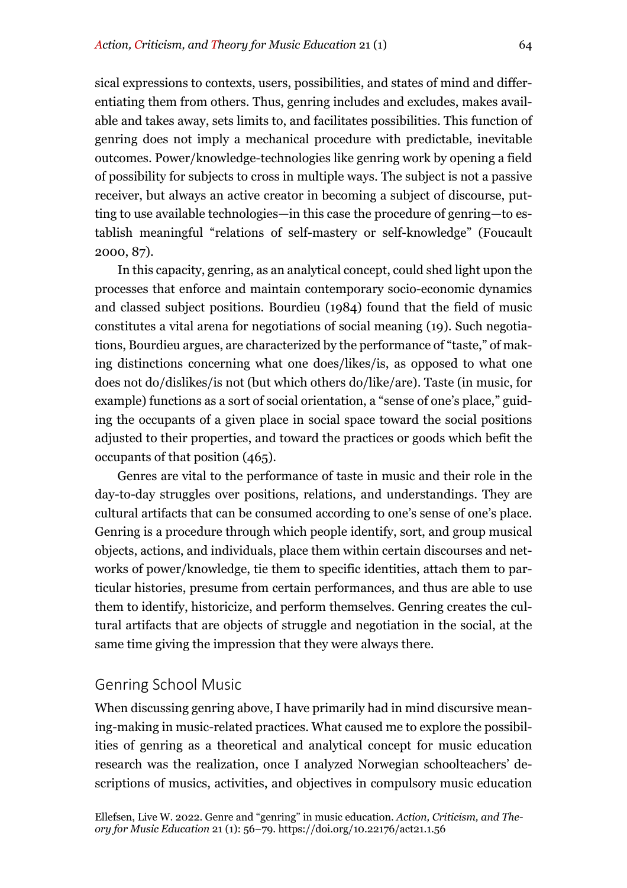sical expressions to contexts, users, possibilities, and states of mind and differentiating them from others. Thus, genring includes and excludes, makes available and takes away, sets limits to, and facilitates possibilities. This function of genring does not imply a mechanical procedure with predictable, inevitable outcomes. Power/knowledge-technologies like genring work by opening a field of possibility for subjects to cross in multiple ways. The subject is not a passive receiver, but always an active creator in becoming a subject of discourse, putting to use available technologies—in this case the procedure of genring—to establish meaningful "relations of self-mastery or self-knowledge" (Foucault 2000, 87).

In this capacity, genring, as an analytical concept, could shed light upon the processes that enforce and maintain contemporary socio-economic dynamics and classed subject positions. Bourdieu (1984) found that the field of music constitutes a vital arena for negotiations of social meaning (19). Such negotiations, Bourdieu argues, are characterized by the performance of "taste," of making distinctions concerning what one does/likes/is, as opposed to what one does not do/dislikes/is not (but which others do/like/are). Taste (in music, for example) functions as a sort of social orientation, a "sense of one's place," guiding the occupants of a given place in social space toward the social positions adjusted to their properties, and toward the practices or goods which befit the occupants of that position (465).

Genres are vital to the performance of taste in music and their role in the day-to-day struggles over positions, relations, and understandings. They are cultural artifacts that can be consumed according to one's sense of one's place. Genring is a procedure through which people identify, sort, and group musical objects, actions, and individuals, place them within certain discourses and networks of power/knowledge, tie them to specific identities, attach them to particular histories, presume from certain performances, and thus are able to use them to identify, historicize, and perform themselves. Genring creates the cultural artifacts that are objects of struggle and negotiation in the social, at the same time giving the impression that they were always there.

## Genring School Music

When discussing genring above, I have primarily had in mind discursive meaning-making in music-related practices. What caused me to explore the possibilities of genring as a theoretical and analytical concept for music education research was the realization, once I analyzed Norwegian schoolteachers' descriptions of musics, activities, and objectives in compulsory music education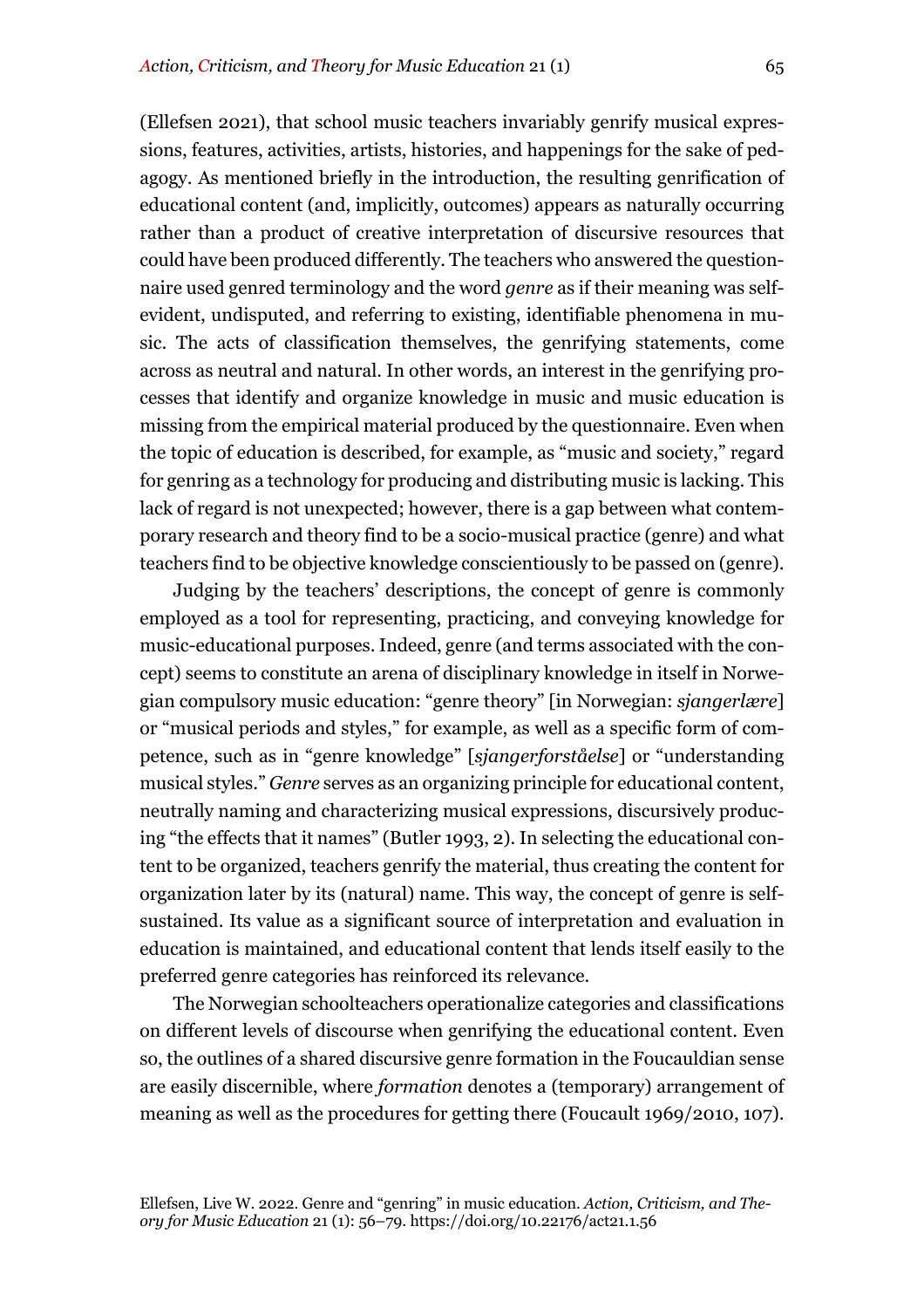(Ellefsen 2021), that school music teachers invariably genrify musical expressions, features, activities, artists, histories, and happenings for the sake of pedagogy. As mentioned briefly in the introduction, the resulting genrification of educational content (and, implicitly, outcomes) appears as naturally occurring rather than a product of creative interpretation of discursive resources that could have been produced differently. The teachers who answered the questionnaire used genred terminology and the word *genre* as if their meaning was self-evident, undisputed, and referring to existing, identifiable phenomena in music. The acts of classification themselves, the genrifying statements, come across as neutral and natural. In other words, an interest in the genrifying processes that identify and organize knowledge in music and music education is missing from the empirical material produced by the questionnaire. Even when the topic of education is described, for example, as "music and society," regard for genring as a technology for producing and distributing music is lacking. This lack of regard is not unexpected; however, there is a gap between what contemporary research and theory find to be a socio-musical practice (genre) and what teachers find to be objective knowledge conscientiously to be passed on (genre).

Judging by the teachers' descriptions, the concept of genre is commonly employed as a tool for representing, practicing, and conveying knowledge for music-educational purposes. Indeed, genre (and terms associated with the concept) seems to constitute an arena of disciplinary knowledge in itself in Norwegian compulsory music education: "genre theory" [in Norwegian: *sjangerlære*] or "musical periods and styles," for example, as well as a specific form of competence, such as in "genre knowledge" [*sjangerforståelse*] or "understanding musical styles." *Genre* serves as an organizing principle for educational content, neutrally naming and characterizing musical expressions, discursively producing "the effects that it names" (Butler 1993, 2). In selecting the educational content to be organized, teachers genrify the material, thus creating the content for organization later by its (natural) name. This way, the concept of genre is self-sustained. Its value as a significant source of interpretation and evaluation in education is maintained, and educational content that lends itself easily to the preferred genre categories has reinforced its relevance.

The Norwegian schoolteachers operationalize categories and classifications on different levels of discourse when genrifying the educational content. Even so, the outlines of a shared discursive genre formation in the Foucauldian sense are easily discernible, where *formation* denotes a (temporary) arrangement of meaning as well as the procedures for getting there (Foucault 1969/2010, 107).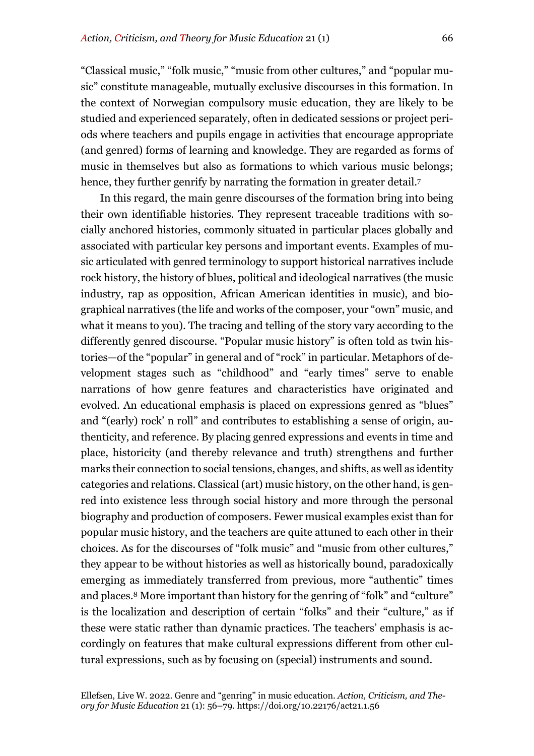"Classical music," "folk music," "music from other cultures," and "popular music" constitute manageable, mutually exclusive discourses in this formation. In the context of Norwegian compulsory music education, they are likely to be studied and experienced separately, often in dedicated sessions or project periods where teachers and pupils engage in activities that encourage appropriate (and genred) forms of learning and knowledge. They are regarded as forms of music in themselves but also as formations to which various music belongs; hence, they further genrify by narrating the formation in greater detail.[7]

In this regard, the main genre discourses of the formation bring into being their own identifiable histories. They represent traceable traditions with socially anchored histories, commonly situated in particular places globally and associated with particular key persons and important events. Examples of music articulated with genred terminology to support historical narratives include rock history, the history of blues, political and ideological narratives (the music industry, rap as opposition, African American identities in music), and biographical narratives (the life and works of the composer, your "own" music, and what it means to you). The tracing and telling of the story vary according to the differently genred discourse. "Popular music history" is often told as twin histories—of the "popular" in general and of "rock" in particular. Metaphors of development stages such as "childhood" and "early times" serve to enable narrations of how genre features and characteristics have originated and evolved. An educational emphasis is placed on expressions genred as "blues" and "(early) rock' n roll" and contributes to establishing a sense of origin, authenticity, and reference. By placing genred expressions and events in time and place, historicity (and thereby relevance and truth) strengthens and further marks their connection to social tensions, changes, and shifts, as well as identity categories and relations. Classical (art) music history, on the other hand, is genred into existence less through social history and more through the personal biography and production of composers. Fewer musical examples exist than for popular music history, and the teachers are quite attuned to each other in their choices. As for the discourses of "folk music" and "music from other cultures," they appear to be without histories as well as historically bound, paradoxically emerging as immediately transferred from previous, more "authentic" times and places.[8] More important than history for the genring of "folk" and "culture" is the localization and description of certain "folks" and their "culture," as if these were static rather than dynamic practices. The teachers' emphasis is accordingly on features that make cultural expressions different from other cultural expressions, such as by focusing on (special) instruments and sound.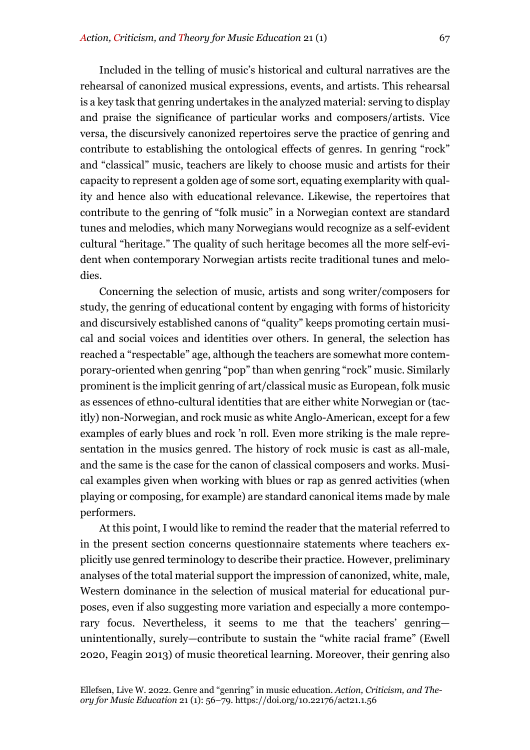Included in the telling of music's historical and cultural narratives are the rehearsal of canonized musical expressions, events, and artists. This rehearsal is a key task that genring undertakes in the analyzed material: serving to display and praise the significance of particular works and composers/artists. Vice versa, the discursively canonized repertoires serve the practice of genring and contribute to establishing the ontological effects of genres. In genring "rock" and "classical" music, teachers are likely to choose music and artists for their capacity to represent a golden age of some sort, equating exemplarity with quality and hence also with educational relevance. Likewise, the repertoires that contribute to the genring of "folk music" in a Norwegian context are standard tunes and melodies, which many Norwegians would recognize as a self-evident cultural "heritage." The quality of such heritage becomes all the more self-evident when contemporary Norwegian artists recite traditional tunes and melodies.

Concerning the selection of music, artists and song writer/composers for study, the genring of educational content by engaging with forms of historicity and discursively established canons of "quality" keeps promoting certain musical and social voices and identities over others. In general, the selection has reached a "respectable" age, although the teachers are somewhat more contemporary-oriented when genring "pop" than when genring "rock" music. Similarly prominent is the implicit genring of art/classical music as European, folk music as essences of ethno-cultural identities that are either white Norwegian or (tacitly) non-Norwegian, and rock music as white Anglo-American, except for a few examples of early blues and rock 'n roll. Even more striking is the male representation in the musics genred. The history of rock music is cast as all-male, and the same is the case for the canon of classical composers and works. Musical examples given when working with blues or rap as genred activities (when playing or composing, for example) are standard canonical items made by male performers.

At this point, I would like to remind the reader that the material referred to in the present section concerns questionnaire statements where teachers explicitly use genred terminology to describe their practice. However, preliminary analyses of the total material support the impression of canonized, white, male, Western dominance in the selection of musical material for educational purposes, even if also suggesting more variation and especially a more contemporary focus. Nevertheless, it seems to me that the teachers' genring—unintentionally, surely—contribute to sustain the "white racial frame" (Ewell 2020, Feagin 2013) of music theoretical learning. Moreover, their genring also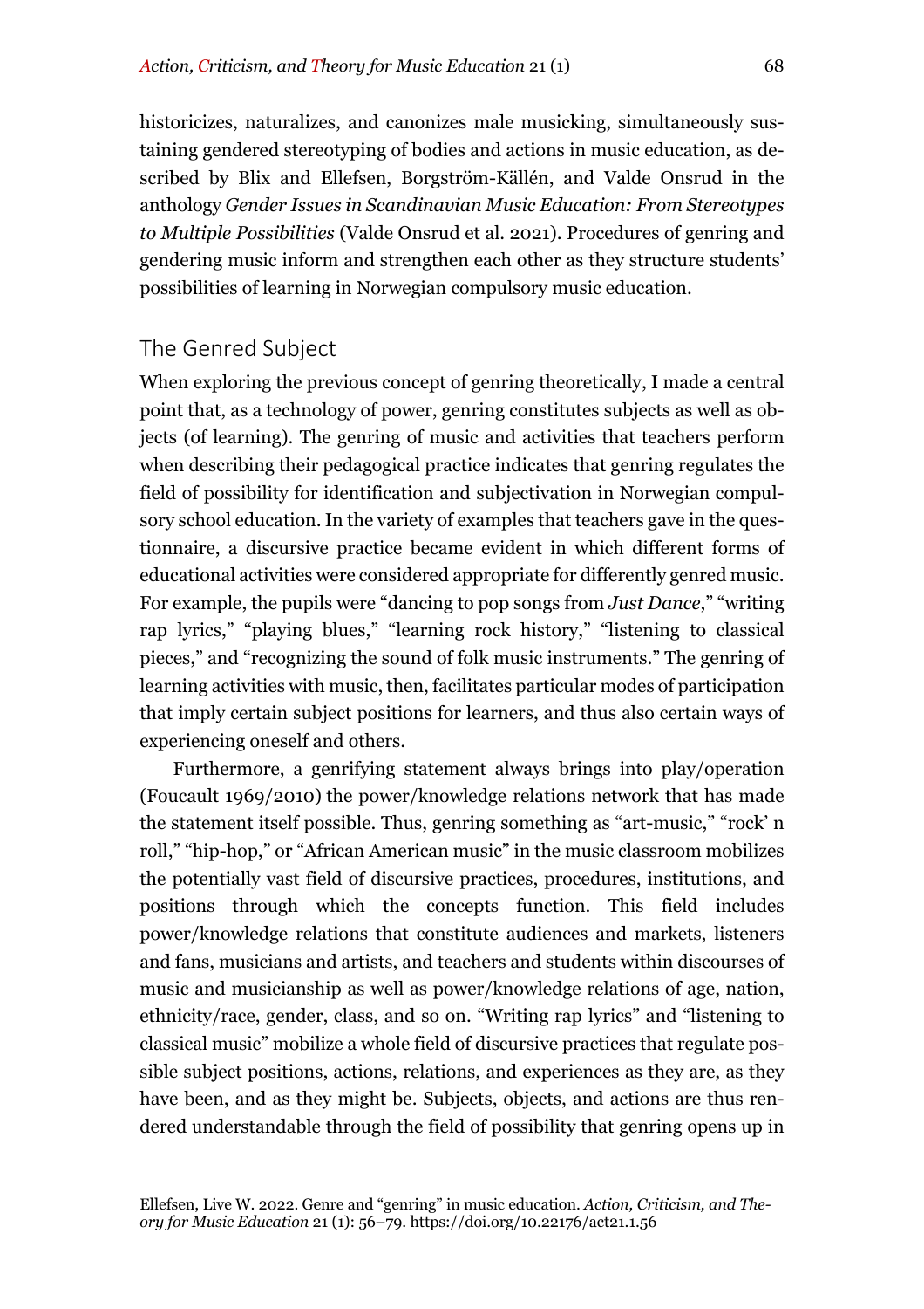historicizes, naturalizes, and canonizes male musicking, simultaneously sustaining gendered stereotyping of bodies and actions in music education, as described by Blix and Ellefsen, Borgström-Källén, and Valde Onsrud in the anthology *Gender Issues in Scandinavian Music Education: From Stereotypes to Multiple Possibilities* (Valde Onsrud et al. 2021). Procedures of genring and gendering music inform and strengthen each other as they structure students' possibilities of learning in Norwegian compulsory music education.

## The Genred Subject

When exploring the previous concept of genring theoretically, I made a central point that, as a technology of power, genring constitutes subjects as well as objects (of learning). The genring of music and activities that teachers perform when describing their pedagogical practice indicates that genring regulates the field of possibility for identification and subjectivation in Norwegian compulsory school education. In the variety of examples that teachers gave in the questionnaire, a discursive practice became evident in which different forms of educational activities were considered appropriate for differently genred music. For example, the pupils were "dancing to pop songs from *Just Dance*," "writing rap lyrics," "playing blues," "learning rock history," "listening to classical pieces," and "recognizing the sound of folk music instruments." The genring of learning activities with music, then, facilitates particular modes of participation that imply certain subject positions for learners, and thus also certain ways of experiencing oneself and others.

Furthermore, a genrifying statement always brings into play/operation (Foucault 1969/2010) the power/knowledge relations network that has made the statement itself possible. Thus, genring something as "art-music," "rock' n roll," "hip-hop," or "African American music" in the music classroom mobilizes the potentially vast field of discursive practices, procedures, institutions, and positions through which the concepts function. This field includes power/knowledge relations that constitute audiences and markets, listeners and fans, musicians and artists, and teachers and students within discourses of music and musicianship as well as power/knowledge relations of age, nation, ethnicity/race, gender, class, and so on. "Writing rap lyrics" and "listening to classical music" mobilize a whole field of discursive practices that regulate possible subject positions, actions, relations, and experiences as they are, as they have been, and as they might be. Subjects, objects, and actions are thus rendered understandable through the field of possibility that genring opens up in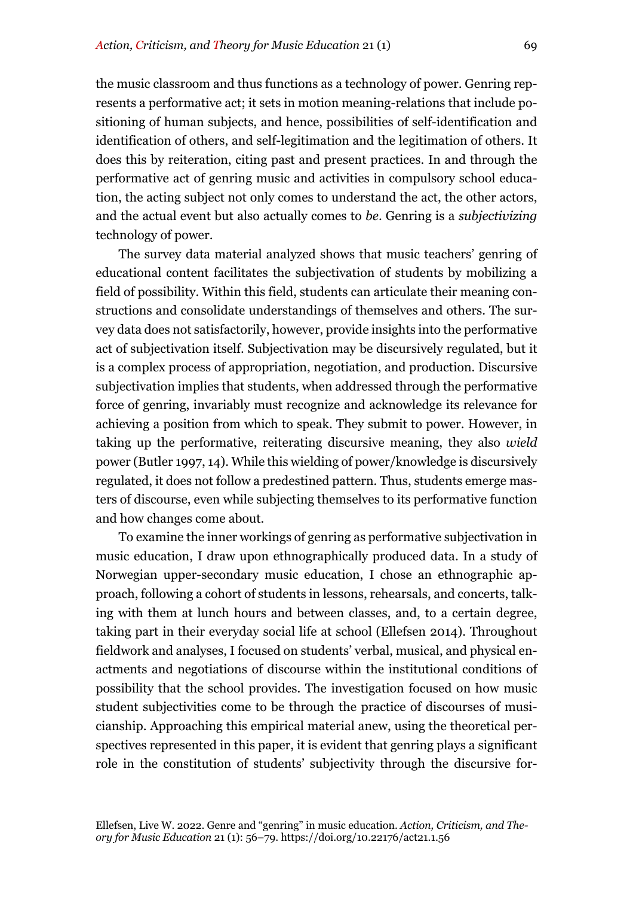the music classroom and thus functions as a technology of power. Genring represents a performative act; it sets in motion meaning-relations that include positioning of human subjects, and hence, possibilities of self-identification and identification of others, and self-legitimation and the legitimation of others. It does this by reiteration, citing past and present practices. In and through the performative act of genring music and activities in compulsory school education, the acting subject not only comes to understand the act, the other actors, and the actual event but also actually comes to *be*. Genring is a *subjectivizing* technology of power.

The survey data material analyzed shows that music teachers' genring of educational content facilitates the subjectivation of students by mobilizing a field of possibility. Within this field, students can articulate their meaning constructions and consolidate understandings of themselves and others. The survey data does not satisfactorily, however, provide insights into the performative act of subjectivation itself. Subjectivation may be discursively regulated, but it is a complex process of appropriation, negotiation, and production. Discursive subjectivation implies that students, when addressed through the performative force of genring, invariably must recognize and acknowledge its relevance for achieving a position from which to speak. They submit to power. However, in taking up the performative, reiterating discursive meaning, they also *wield* power (Butler 1997, 14). While this wielding of power/knowledge is discursively regulated, it does not follow a predestined pattern. Thus, students emerge masters of discourse, even while subjecting themselves to its performative function and how changes come about.

To examine the inner workings of genring as performative subjectivation in music education, I draw upon ethnographically produced data. In a study of Norwegian upper-secondary music education, I chose an ethnographic approach, following a cohort of students in lessons, rehearsals, and concerts, talking with them at lunch hours and between classes, and, to a certain degree, taking part in their everyday social life at school (Ellefsen 2014). Throughout fieldwork and analyses, I focused on students' verbal, musical, and physical enactments and negotiations of discourse within the institutional conditions of possibility that the school provides. The investigation focused on how music student subjectivities come to be through the practice of discourses of musicianship. Approaching this empirical material anew, using the theoretical perspectives represented in this paper, it is evident that genring plays a significant role in the constitution of students' subjectivity through the discursive for-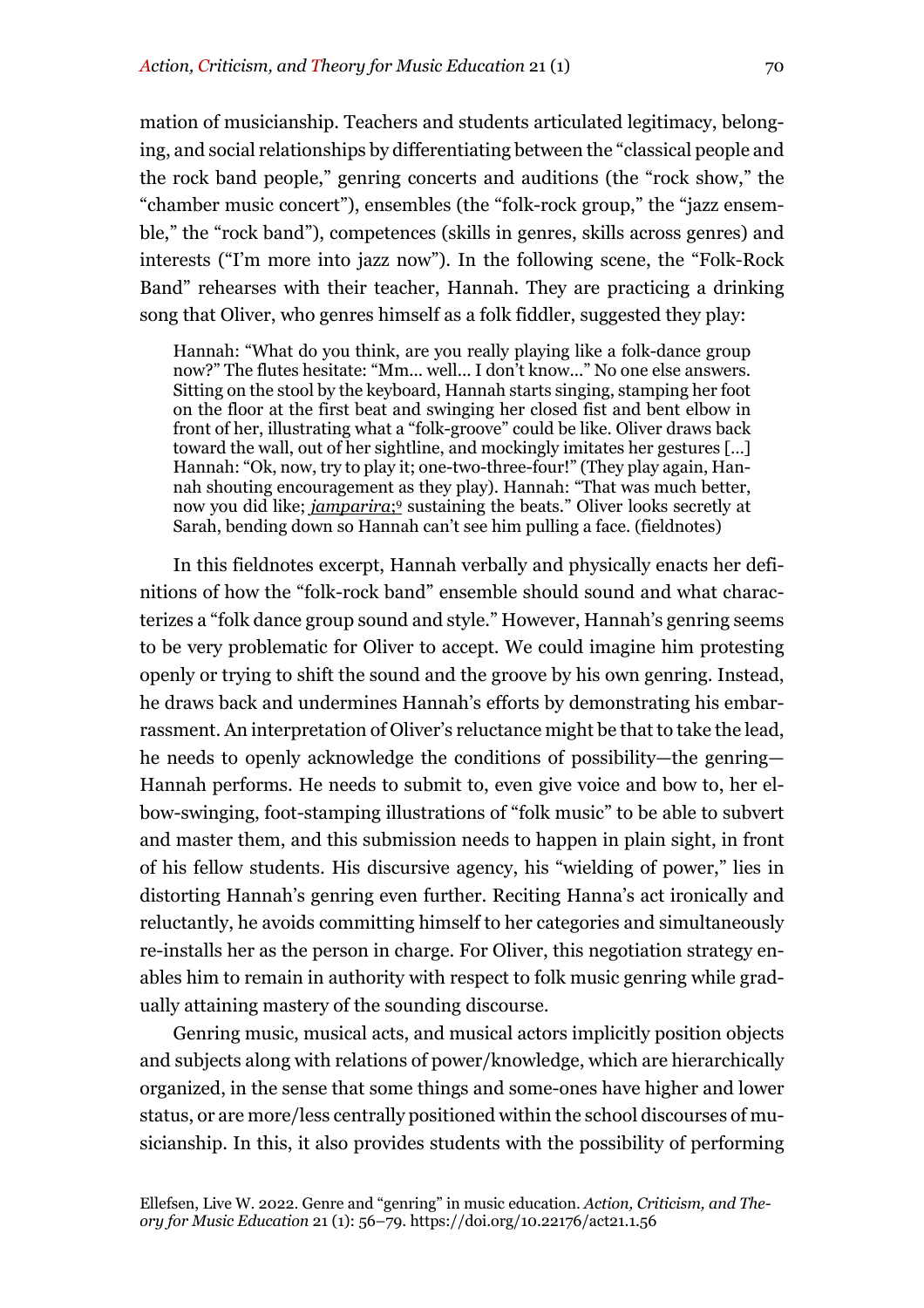mation of musicianship. Teachers and students articulated legitimacy, belonging, and social relationships by differentiating between the "classical people and the rock band people," genring concerts and auditions (the "rock show," the "chamber music concert"), ensembles (the "folk-rock group," the "jazz ensemble," the "rock band"), competences (skills in genres, skills across genres) and interests ("I'm more into jazz now"). In the following scene, the "Folk-Rock Band" rehearses with their teacher, Hannah. They are practicing a drinking song that Oliver, who genres himself as a folk fiddler, suggested they play:

> Hannah: "What do you think, are you really playing like a folk-dance group now?" The flutes hesitate: "Mm… well… I don't know…" No one else answers. Sitting on the stool by the keyboard, Hannah starts singing, stamping her foot on the floor at the first beat and swinging her closed fist and bent elbow in front of her, illustrating what a "folk-groove" could be like. Oliver draws back toward the wall, out of her sightline, and mockingly imitates her gestures […] Hannah: "Ok, now, try to play it; one-two-three-four!" (They play again, Hannah shouting encouragement as they play). Hannah: "That was much better, now you did like; *jamparira;*[9] sustaining the beats." Oliver looks secretly at Sarah, bending down so Hannah can't see him pulling a face. (fieldnotes)

In this fieldnotes excerpt, Hannah verbally and physically enacts her definitions of how the "folk-rock band" ensemble should sound and what characterizes a "folk dance group sound and style." However, Hannah's genring seems to be very problematic for Oliver to accept. We could imagine him protesting openly or trying to shift the sound and the groove by his own genring. Instead, he draws back and undermines Hannah's efforts by demonstrating his embarrassment. An interpretation of Oliver's reluctance might be that to take the lead, he needs to openly acknowledge the conditions of possibility—the genring—Hannah performs. He needs to submit to, even give voice and bow to, her elbow-swinging, foot-stamping illustrations of "folk music" to be able to subvert and master them, and this submission needs to happen in plain sight, in front of his fellow students. His discursive agency, his "wielding of power," lies in distorting Hannah's genring even further. Reciting Hanna's act ironically and reluctantly, he avoids committing himself to her categories and simultaneously re-installs her as the person in charge. For Oliver, this negotiation strategy enables him to remain in authority with respect to folk music genring while gradually attaining mastery of the sounding discourse.

Genring music, musical acts, and musical actors implicitly position objects and subjects along with relations of power/knowledge, which are hierarchically organized, in the sense that some things and some-ones have higher and lower status, or are more/less centrally positioned within the school discourses of musicianship. In this, it also provides students with the possibility of performing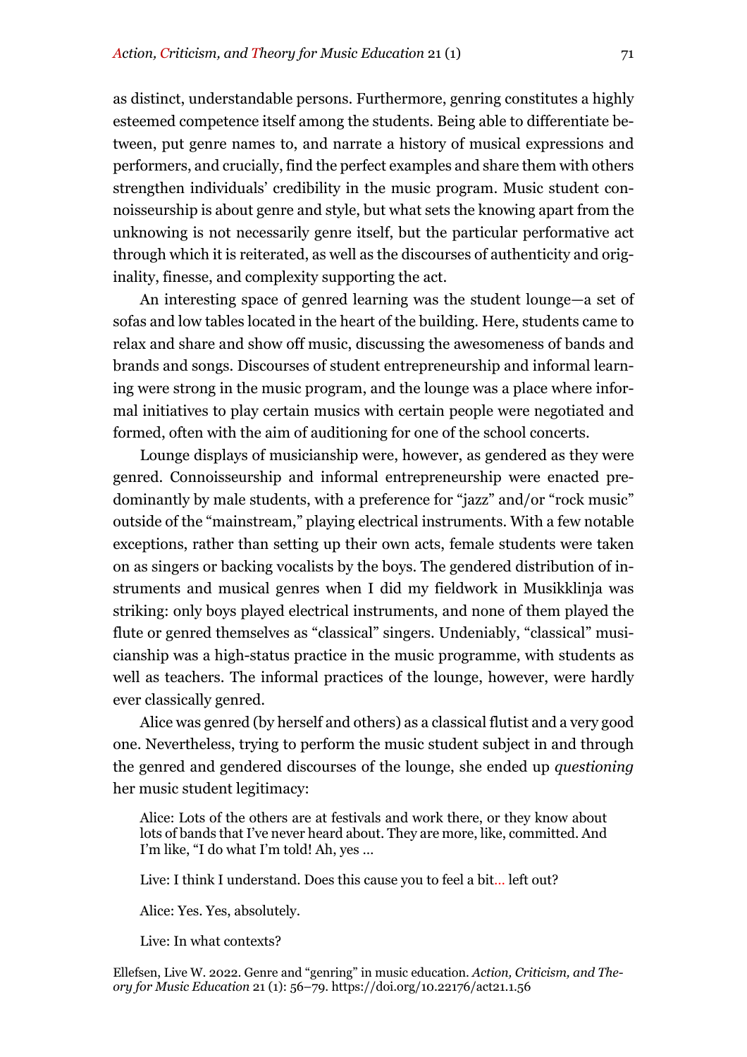as distinct, understandable persons. Furthermore, genring constitutes a highly esteemed competence itself among the students. Being able to differentiate between, put genre names to, and narrate a history of musical expressions and performers, and crucially, find the perfect examples and share them with others strengthen individuals' credibility in the music program. Music student connoisseurship is about genre and style, but what sets the knowing apart from the unknowing is not necessarily genre itself, but the particular performative act through which it is reiterated, as well as the discourses of authenticity and originality, finesse, and complexity supporting the act.

An interesting space of genred learning was the student lounge—a set of sofas and low tables located in the heart of the building. Here, students came to relax and share and show off music, discussing the awesomeness of bands and brands and songs. Discourses of student entrepreneurship and informal learning were strong in the music program, and the lounge was a place where informal initiatives to play certain musics with certain people were negotiated and formed, often with the aim of auditioning for one of the school concerts.

Lounge displays of musicianship were, however, as gendered as they were genred. Connoisseurship and informal entrepreneurship were enacted predominantly by male students, with a preference for "jazz" and/or "rock music" outside of the "mainstream," playing electrical instruments. With a few notable exceptions, rather than setting up their own acts, female students were taken on as singers or backing vocalists by the boys. The gendered distribution of instruments and musical genres when I did my fieldwork in Musikklinja was striking: only boys played electrical instruments, and none of them played the flute or genred themselves as "classical" singers. Undeniably, "classical" musicianship was a high-status practice in the music programme, with students as well as teachers. The informal practices of the lounge, however, were hardly ever classically genred.

Alice was genred (by herself and others) as a classical flutist and a very good one. Nevertheless, trying to perform the music student subject in and through the genred and gendered discourses of the lounge, she ended up *questioning* her music student legitimacy:

> Alice: Lots of the others are at festivals and work there, or they know about lots of bands that I've never heard about. They are more, like, committed. And I'm like, "I do what I'm told! Ah, yes …
>
> Live: I think I understand. Does this cause you to feel a bit… left out?
>
> Alice: Yes. Yes, absolutely.
>
> Live: In what contexts?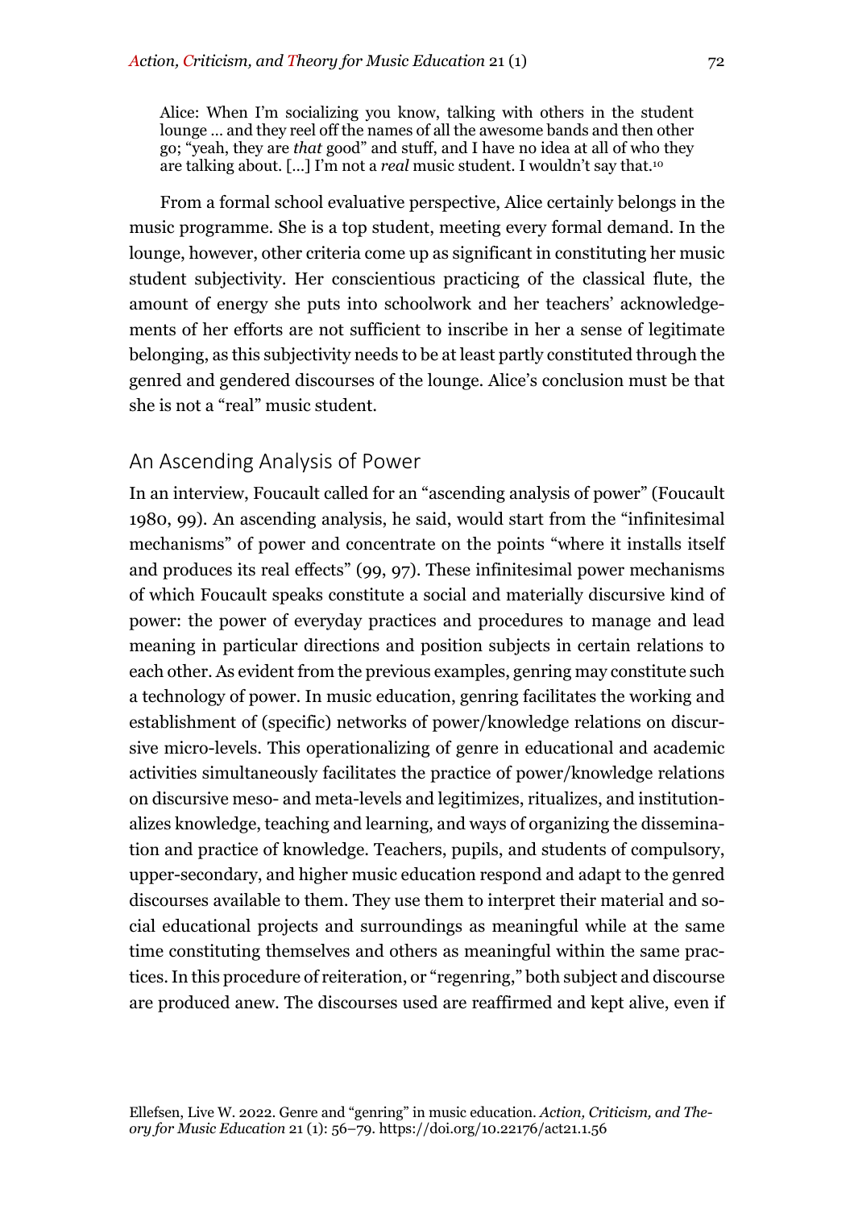> Alice: When I'm socializing you know, talking with others in the student lounge … and they reel off the names of all the awesome bands and then other go; "yeah, they are *that* good" and stuff, and I have no idea at all of who they are talking about. […] I'm not a *real* music student. I wouldn't say that.[10]

From a formal school evaluative perspective, Alice certainly belongs in the music programme. She is a top student, meeting every formal demand. In the lounge, however, other criteria come up as significant in constituting her music student subjectivity. Her conscientious practicing of the classical flute, the amount of energy she puts into schoolwork and her teachers' acknowledgements of her efforts are not sufficient to inscribe in her a sense of legitimate belonging, as this subjectivity needs to be at least partly constituted through the genred and gendered discourses of the lounge. Alice's conclusion must be that she is not a "real" music student.

## An Ascending Analysis of Power

In an interview, Foucault called for an "ascending analysis of power" (Foucault 1980, 99). An ascending analysis, he said, would start from the "infinitesimal mechanisms" of power and concentrate on the points "where it installs itself and produces its real effects" (99, 97). These infinitesimal power mechanisms of which Foucault speaks constitute a social and materially discursive kind of power: the power of everyday practices and procedures to manage and lead meaning in particular directions and position subjects in certain relations to each other. As evident from the previous examples, genring may constitute such a technology of power. In music education, genring facilitates the working and establishment of (specific) networks of power/knowledge relations on discursive micro-levels. This operationalizing of genre in educational and academic activities simultaneously facilitates the practice of power/knowledge relations on discursive meso- and meta-levels and legitimizes, ritualizes, and institutionalizes knowledge, teaching and learning, and ways of organizing the dissemination and practice of knowledge. Teachers, pupils, and students of compulsory, upper-secondary, and higher music education respond and adapt to the genred discourses available to them. They use them to interpret their material and social educational projects and surroundings as meaningful while at the same time constituting themselves and others as meaningful within the same practices. In this procedure of reiteration, or "regenring," both subject and discourse are produced anew. The discourses used are reaffirmed and kept alive, even if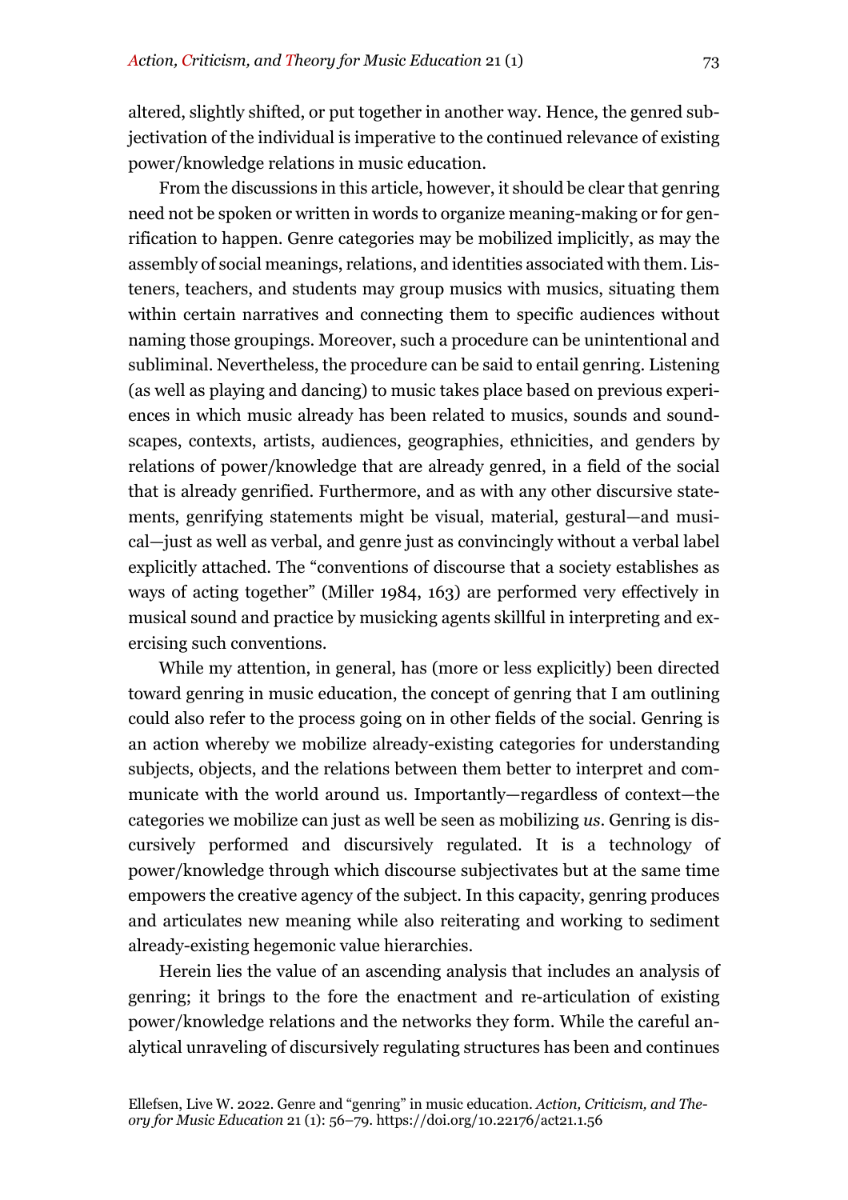altered, slightly shifted, or put together in another way. Hence, the genred subjectivation of the individual is imperative to the continued relevance of existing power/knowledge relations in music education.

From the discussions in this article, however, it should be clear that genring need not be spoken or written in words to organize meaning-making or for genrification to happen. Genre categories may be mobilized implicitly, as may the assembly of social meanings, relations, and identities associated with them. Listeners, teachers, and students may group musics with musics, situating them within certain narratives and connecting them to specific audiences without naming those groupings. Moreover, such a procedure can be unintentional and subliminal. Nevertheless, the procedure can be said to entail genring. Listening (as well as playing and dancing) to music takes place based on previous experiences in which music already has been related to musics, sounds and soundscapes, contexts, artists, audiences, geographies, ethnicities, and genders by relations of power/knowledge that are already genred, in a field of the social that is already genrified. Furthermore, and as with any other discursive statements, genrifying statements might be visual, material, gestural—and musical—just as well as verbal, and genre just as convincingly without a verbal label explicitly attached. The "conventions of discourse that a society establishes as ways of acting together" (Miller 1984, 163) are performed very effectively in musical sound and practice by musicking agents skillful in interpreting and exercising such conventions.

While my attention, in general, has (more or less explicitly) been directed toward genring in music education, the concept of genring that I am outlining could also refer to the process going on in other fields of the social. Genring is an action whereby we mobilize already-existing categories for understanding subjects, objects, and the relations between them better to interpret and communicate with the world around us. Importantly—regardless of context—the categories we mobilize can just as well be seen as mobilizing *us*. Genring is discursively performed and discursively regulated. It is a technology of power/knowledge through which discourse subjectivates but at the same time empowers the creative agency of the subject. In this capacity, genring produces and articulates new meaning while also reiterating and working to sediment already-existing hegemonic value hierarchies.

Herein lies the value of an ascending analysis that includes an analysis of genring; it brings to the fore the enactment and re-articulation of existing power/knowledge relations and the networks they form. While the careful analytical unraveling of discursively regulating structures has been and continues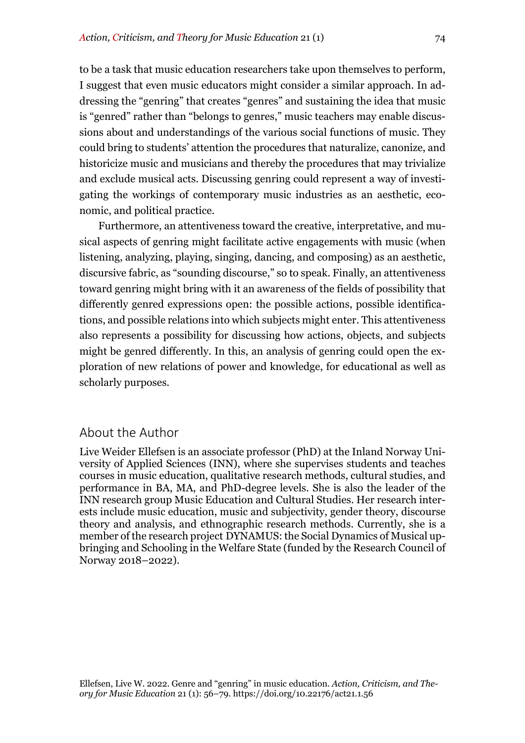to be a task that music education researchers take upon themselves to perform, I suggest that even music educators might consider a similar approach. In addressing the "genring" that creates "genres" and sustaining the idea that music is "genred" rather than "belongs to genres," music teachers may enable discussions about and understandings of the various social functions of music. They could bring to students' attention the procedures that naturalize, canonize, and historicize music and musicians and thereby the procedures that may trivialize and exclude musical acts. Discussing genring could represent a way of investigating the workings of contemporary music industries as an aesthetic, economic, and political practice.

Furthermore, an attentiveness toward the creative, interpretative, and musical aspects of genring might facilitate active engagements with music (when listening, analyzing, playing, singing, dancing, and composing) as an aesthetic, discursive fabric, as "sounding discourse," so to speak. Finally, an attentiveness toward genring might bring with it an awareness of the fields of possibility that differently genred expressions open: the possible actions, possible identifications, and possible relations into which subjects might enter. This attentiveness also represents a possibility for discussing how actions, objects, and subjects might be genred differently. In this, an analysis of genring could open the exploration of new relations of power and knowledge, for educational as well as scholarly purposes.

## About the Author

Live Weider Ellefsen is an associate professor (PhD) at the Inland Norway University of Applied Sciences (INN), where she supervises students and teaches courses in music education, qualitative research methods, cultural studies, and performance in BA, MA, and PhD-degree levels. She is also the leader of the INN research group Music Education and Cultural Studies. Her research interests include music education, music and subjectivity, gender theory, discourse theory and analysis, and ethnographic research methods. Currently, she is a member of the research project DYNAMUS: the Social Dynamics of Musical upbringing and Schooling in the Welfare State (funded by the Research Council of Norway 2018–2022).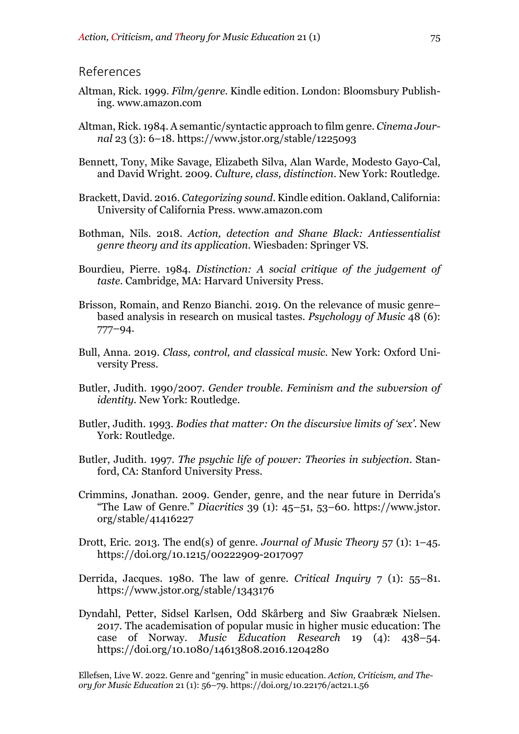## References

Altman, Rick. 1999. *Film/genre*. Kindle edition. London: Bloomsbury Publishing. www.amazon.com

Altman, Rick. 1984. A semantic/syntactic approach to film genre. *Cinema Journal* 23 (3): 6–18. https://www.jstor.org/stable/1225093

Bennett, Tony, Mike Savage, Elizabeth Silva, Alan Warde, Modesto Gayo-Cal, and David Wright. 2009. *Culture, class, distinction*. New York: Routledge.

Brackett, David. 2016. *Categorizing sound*. Kindle edition. Oakland, California: University of California Press. www.amazon.com

Bothman, Nils. 2018. *Action, detection and Shane Black: Antiessentialist genre theory and its application*. Wiesbaden: Springer VS.

Bourdieu, Pierre. 1984. *Distinction: A social critique of the judgement of taste*. Cambridge, MA: Harvard University Press.

Brisson, Romain, and Renzo Bianchi. 2019. On the relevance of music genre–based analysis in research on musical tastes. *Psychology of Music* 48 (6): 777–94.

Bull, Anna. 2019. *Class, control, and classical music*. New York: Oxford University Press.

Butler, Judith. 1990/2007. *Gender trouble. Feminism and the subversion of identity*. New York: Routledge.

Butler, Judith. 1993. *Bodies that matter: On the discursive limits of 'sex'*. New York: Routledge.

Butler, Judith. 1997. *The psychic life of power: Theories in subjection*. Stanford, CA: Stanford University Press.

Crimmins, Jonathan. 2009. Gender, genre, and the near future in Derrida's "The Law of Genre." *Diacritics* 39 (1): 45–51, 53–60. https://www.jstor.org/stable/41416227

Drott, Eric. 2013. The end(s) of genre. *Journal of Music Theory* 57 (1): 1–45. https://doi.org/10.1215/00222909-2017097

Derrida, Jacques. 1980. The law of genre. *Critical Inquiry* 7 (1): 55–81. https://www.jstor.org/stable/1343176

Dyndahl, Petter, Sidsel Karlsen, Odd Skårberg and Siw Graabræk Nielsen. 2017. The academisation of popular music in higher music education: The case of Norway. *Music Education Research* 19 (4): 438–54. https://doi.org/10.1080/14613808.2016.1204280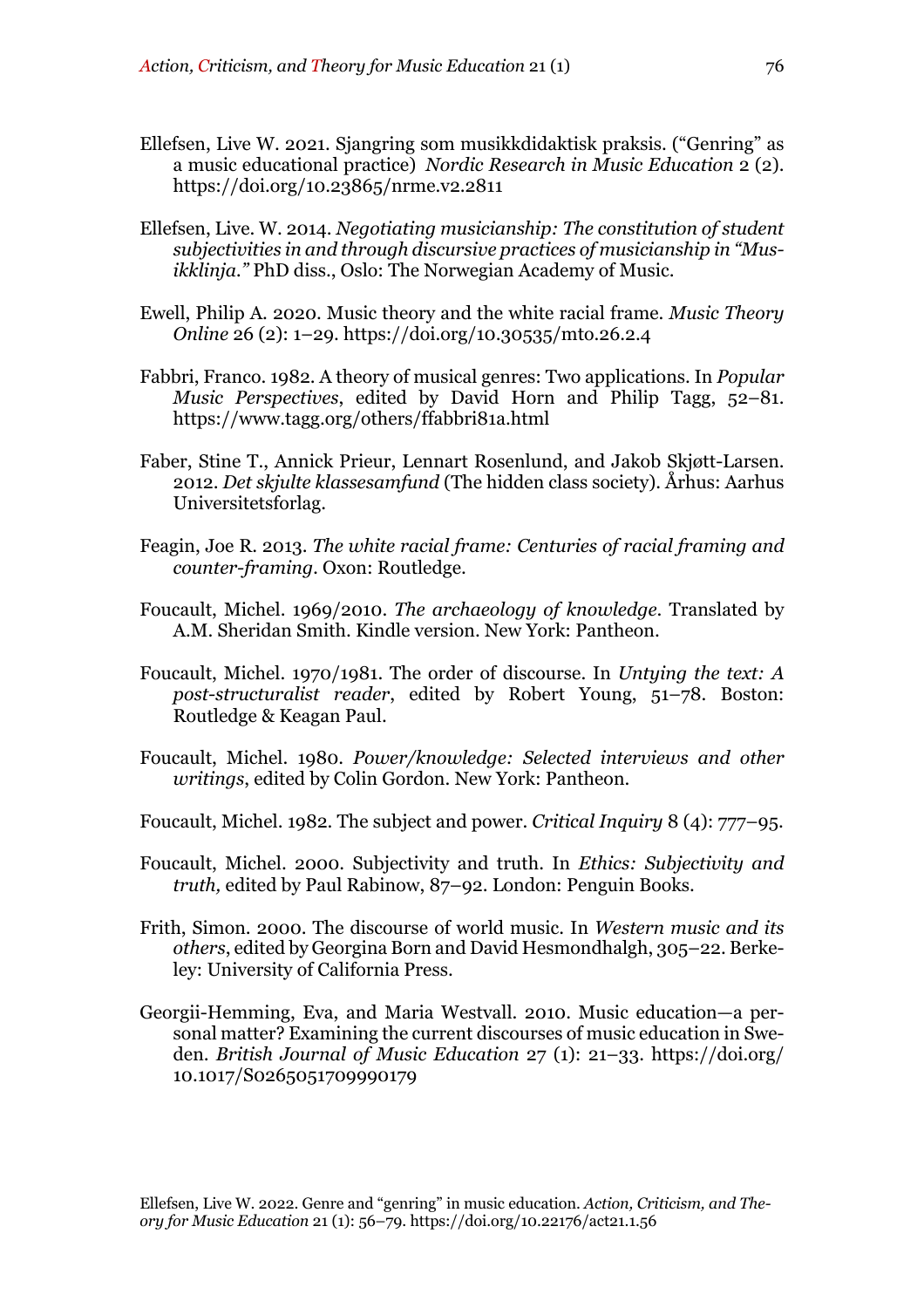Ellefsen, Live W. 2021. Sjangring som musikkdidaktisk praksis. ("Genring" as a music educational practice) *Nordic Research in Music Education* 2 (2). https://doi.org/10.23865/nrme.v2.2811

Ellefsen, Live. W. 2014. *Negotiating musicianship: The constitution of student subjectivities in and through discursive practices of musicianship in "Musikklinja."* PhD diss., Oslo: The Norwegian Academy of Music.

Ewell, Philip A. 2020. Music theory and the white racial frame. *Music Theory Online* 26 (2): 1–29. https://doi.org/10.30535/mto.26.2.4

Fabbri, Franco. 1982. A theory of musical genres: Two applications. In *Popular Music Perspectives*, edited by David Horn and Philip Tagg, 52–81. https://www.tagg.org/others/ffabbri81a.html

Faber, Stine T., Annick Prieur, Lennart Rosenlund, and Jakob Skjøtt-Larsen. 2012. *Det skjulte klassesamfund* (The hidden class society). Århus: Aarhus Universitetsforlag.

Feagin, Joe R. 2013. *The white racial frame: Centuries of racial framing and counter-framing*. Oxon: Routledge.

Foucault, Michel. 1969/2010. *The archaeology of knowledge*. Translated by A.M. Sheridan Smith. Kindle version. New York: Pantheon.

Foucault, Michel. 1970/1981. The order of discourse. In *Untying the text: A post-structuralist reader*, edited by Robert Young, 51–78. Boston: Routledge & Keagan Paul.

Foucault, Michel. 1980. *Power/knowledge: Selected interviews and other writings*, edited by Colin Gordon. New York: Pantheon.

Foucault, Michel. 1982. The subject and power. *Critical Inquiry* 8 (4): 777–95.

Foucault, Michel. 2000. Subjectivity and truth. In *Ethics: Subjectivity and truth,* edited by Paul Rabinow, 87–92. London: Penguin Books.

Frith, Simon. 2000. The discourse of world music. In *Western music and its others*, edited by Georgina Born and David Hesmondhalgh, 305–22. Berkeley: University of California Press.

Georgii-Hemming, Eva, and Maria Westvall. 2010. Music education—a personal matter? Examining the current discourses of music education in Sweden. *British Journal of Music Education* 27 (1): 21–33. https://doi.org/10.1017/S0265051709990179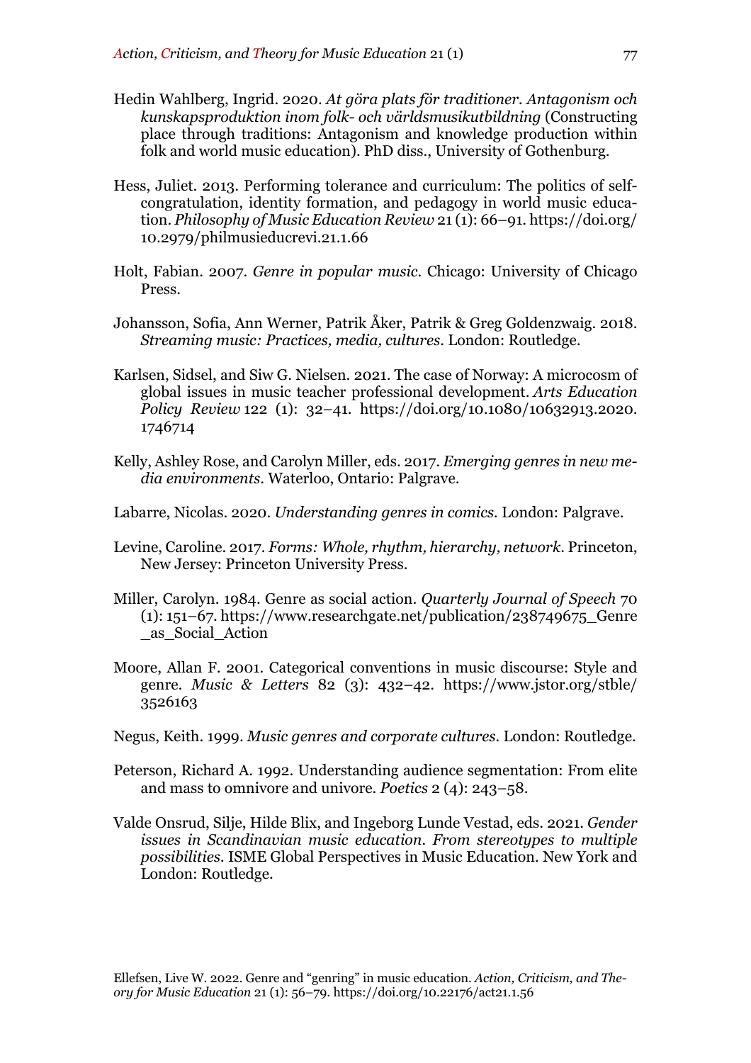Hedin Wahlberg, Ingrid. 2020. *At göra plats för traditioner. Antagonism och kunskapsproduktion inom folk- och världsmusikutbildning* (Constructing place through traditions: Antagonism and knowledge production within folk and world music education). PhD diss., University of Gothenburg.

Hess, Juliet. 2013. Performing tolerance and curriculum: The politics of self-congratulation, identity formation, and pedagogy in world music education. *Philosophy of Music Education Review* 21 (1): 66–91. https://doi.org/10.2979/philmusieducrevi.21.1.66

Holt, Fabian. 2007. *Genre in popular music*. Chicago: University of Chicago Press.

Johansson, Sofia, Ann Werner, Patrik Åker, Patrik & Greg Goldenzwaig. 2018. *Streaming music: Practices, media, cultures*. London: Routledge.

Karlsen, Sidsel, and Siw G. Nielsen. 2021. The case of Norway: A microcosm of global issues in music teacher professional development. *Arts Education Policy Review* 122 (1): 32–41. https://doi.org/10.1080/10632913.2020.1746714

Kelly, Ashley Rose, and Carolyn Miller, eds. 2017. *Emerging genres in new media environments*. Waterloo, Ontario: Palgrave.

Labarre, Nicolas. 2020. *Understanding genres in comics*. London: Palgrave.

Levine, Caroline. 2017. *Forms: Whole, rhythm, hierarchy, network*. Princeton, New Jersey: Princeton University Press.

Miller, Carolyn. 1984. Genre as social action. *Quarterly Journal of Speech* 70 (1): 151–67. https://www.researchgate.net/publication/238749675_Genre_as_Social_Action

Moore, Allan F. 2001. Categorical conventions in music discourse: Style and genre. *Music & Letters* 82 (3): 432–42. https://www.jstor.org/stble/3526163

Negus, Keith. 1999. *Music genres and corporate cultures*. London: Routledge.

Peterson, Richard A. 1992. Understanding audience segmentation: From elite and mass to omnivore and univore. *Poetics* 2 (4): 243–58.

Valde Onsrud, Silje, Hilde Blix, and Ingeborg Lunde Vestad, eds. 2021. *Gender issues in Scandinavian music education. From stereotypes to multiple possibilities*. ISME Global Perspectives in Music Education. New York and London: Routledge.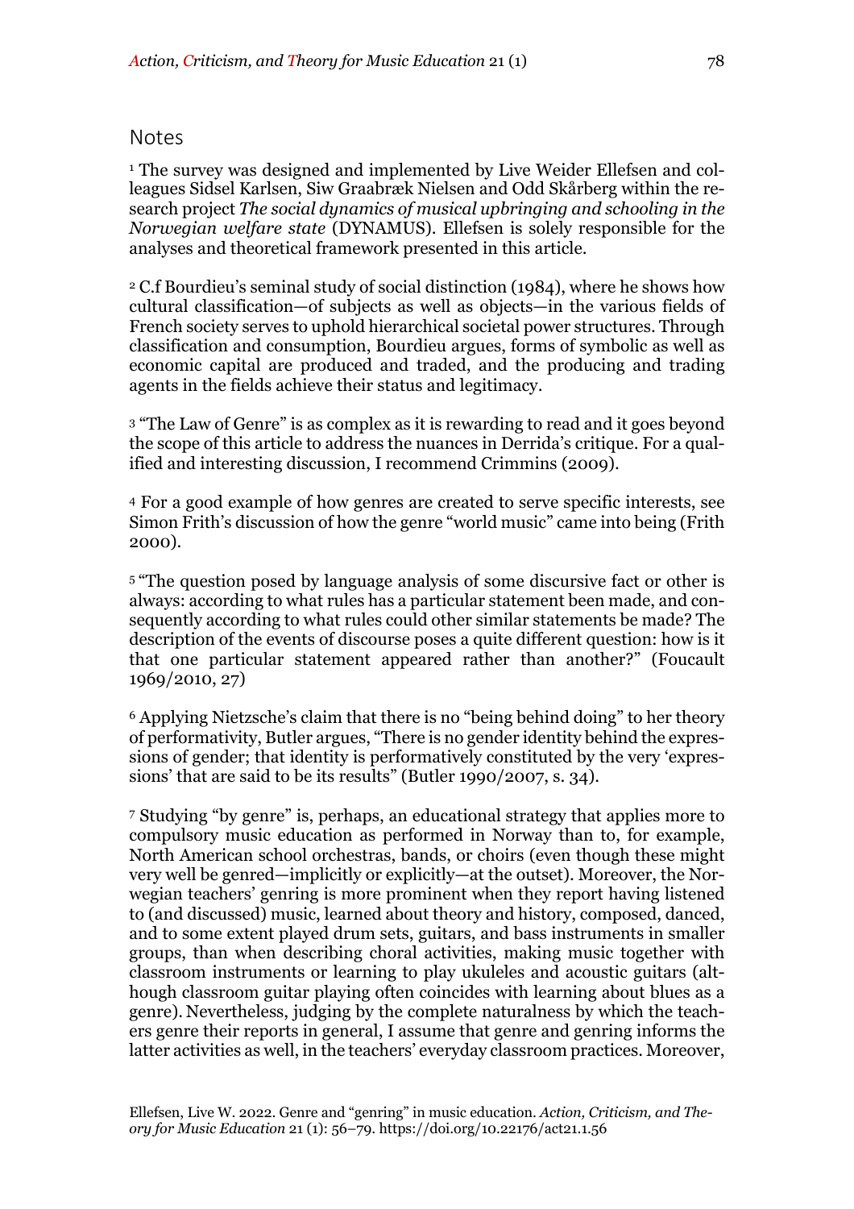## Notes

[1] The survey was designed and implemented by Live Weider Ellefsen and colleagues Sidsel Karlsen, Siw Graabræk Nielsen and Odd Skårberg within the research project *The social dynamics of musical upbringing and schooling in the Norwegian welfare state* (DYNAMUS). Ellefsen is solely responsible for the analyses and theoretical framework presented in this article.

[2] C.f Bourdieu's seminal study of social distinction (1984), where he shows how cultural classification—of subjects as well as objects—in the various fields of French society serves to uphold hierarchical societal power structures. Through classification and consumption, Bourdieu argues, forms of symbolic as well as economic capital are produced and traded, and the producing and trading agents in the fields achieve their status and legitimacy.

[3] "The Law of Genre" is as complex as it is rewarding to read and it goes beyond the scope of this article to address the nuances in Derrida's critique. For a qualified and interesting discussion, I recommend Crimmins (2009).

[4] For a good example of how genres are created to serve specific interests, see Simon Frith's discussion of how the genre "world music" came into being (Frith 2000).

[5] "The question posed by language analysis of some discursive fact or other is always: according to what rules has a particular statement been made, and consequently according to what rules could other similar statements be made? The description of the events of discourse poses a quite different question: how is it that one particular statement appeared rather than another?" (Foucault 1969/2010, 27)

[6] Applying Nietzsche's claim that there is no "being behind doing" to her theory of performativity, Butler argues, "There is no gender identity behind the expressions of gender; that identity is performatively constituted by the very 'expressions' that are said to be its results" (Butler 1990/2007, s. 34).

[7] Studying "by genre" is, perhaps, an educational strategy that applies more to compulsory music education as performed in Norway than to, for example, North American school orchestras, bands, or choirs (even though these might very well be genred—implicitly or explicitly—at the outset). Moreover, the Norwegian teachers' genring is more prominent when they report having listened to (and discussed) music, learned about theory and history, composed, danced, and to some extent played drum sets, guitars, and bass instruments in smaller groups, than when describing choral activities, making music together with classroom instruments or learning to play ukuleles and acoustic guitars (although classroom guitar playing often coincides with learning about blues as a genre). Nevertheless, judging by the complete naturalness by which the teachers genre their reports in general, I assume that genre and genring informs the latter activities as well, in the teachers' everyday classroom practices. Moreover,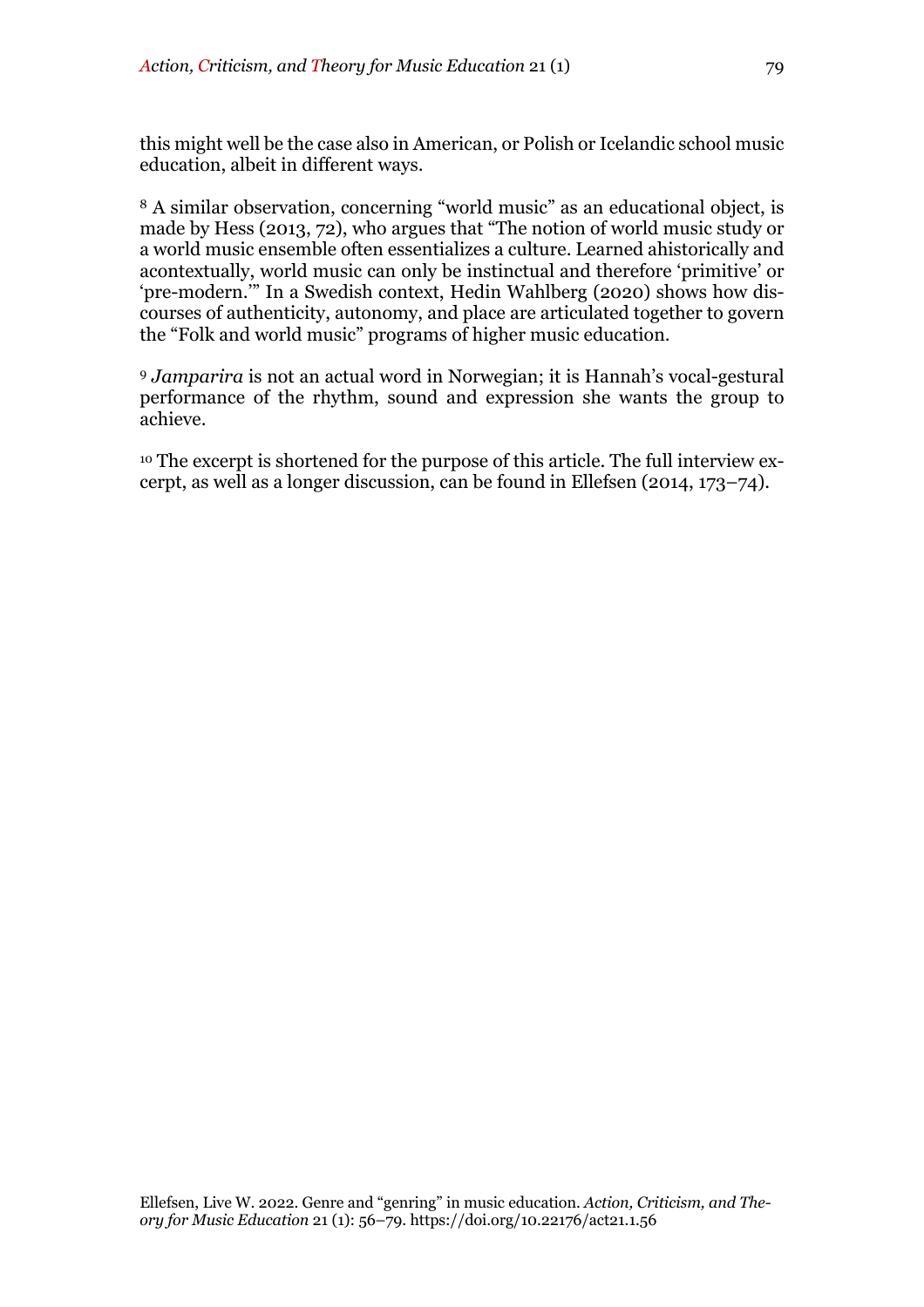this might well be the case also in American, or Polish or Icelandic school music education, albeit in different ways.

[8] A similar observation, concerning "world music" as an educational object, is made by Hess (2013, 72), who argues that "The notion of world music study or a world music ensemble often essentializes a culture. Learned ahistorically and acontextually, world music can only be instinctual and therefore 'primitive' or 'pre-modern.'" In a Swedish context, Hedin Wahlberg (2020) shows how discourses of authenticity, autonomy, and place are articulated together to govern the "Folk and world music" programs of higher music education.

[9] *Jamparira* is not an actual word in Norwegian; it is Hannah's vocal-gestural performance of the rhythm, sound and expression she wants the group to achieve.

[10] The excerpt is shortened for the purpose of this article. The full interview excerpt, as well as a longer discussion, can be found in Ellefsen (2014, 173–74).

Ellefsen, Live W. 2022. Genre and "genring" in music education. *Action, Criticism, and Theory for Music Education* 21 (1): 56–79. https://doi.org/10.22176/act21.1.56